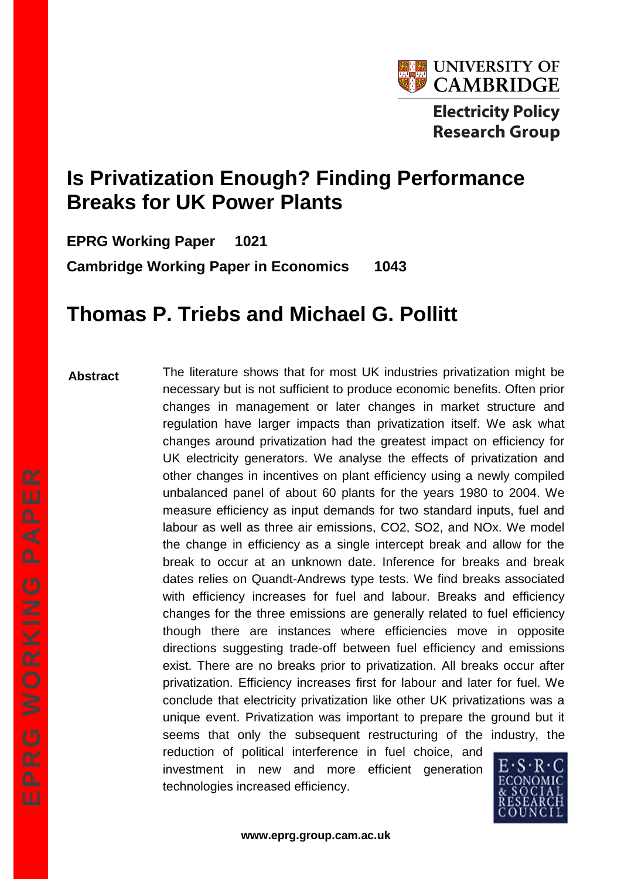UNIVERSITY OF CAMBRIDGE

Electricity Policy Research Group

# Is Privatization Enough? Finding Performance Breaks for UK Power Plants

**EPRG Working Paper 1021**

**Cambridge Working Paper in Economics 1043**

## Thomas P. Triebs and Michael G. Pollitt

**Abstract**

The literature shows that for most UK industries privatization might be necessary but is not sufficient to produce economic benefits. Often prior changes in management or later changes in market structure and regulation have larger impacts than privatization itself. We ask what changes around privatization had the greatest impact on efficiency for UK electricity generators. We analyse the effects of privatization and other changes in incentives on plant efficiency using a newly compiled unbalanced panel of about 60 plants for the years 1980 to 2004. We measure efficiency as input demands for two standard inputs, fuel and labour as well as three air emissions, CO2, SO2, and NOx. We model the change in efficiency as a single intercept break and allow for the break to occur at an unknown date. Inference for breaks and break dates relies on Quandt-Andrews type tests. We find breaks associated with efficiency increases for fuel and labour. Breaks and efficiency changes for the three emissions are generally related to fuel efficiency though there are instances where efficiencies move in opposite directions suggesting trade-off between fuel efficiency and emissions exist. There are no breaks prior to privatization. All breaks occur after privatization. Efficiency increases first for labour and later for fuel. We conclude that electricity privatization like other UK privatizations was a unique event. Privatization was important to prepare the ground but it seems that only the subsequent restructuring of the industry, the reduction of political interference in fuel choice, and investment in new and more efficient generation technologies increased efficiency.

EPRG WORKING PAPER

E·S·R·C ECONOMIC & SOCIAL RESEARCH COUNCIL

www.eprg.group.cam.ac.uk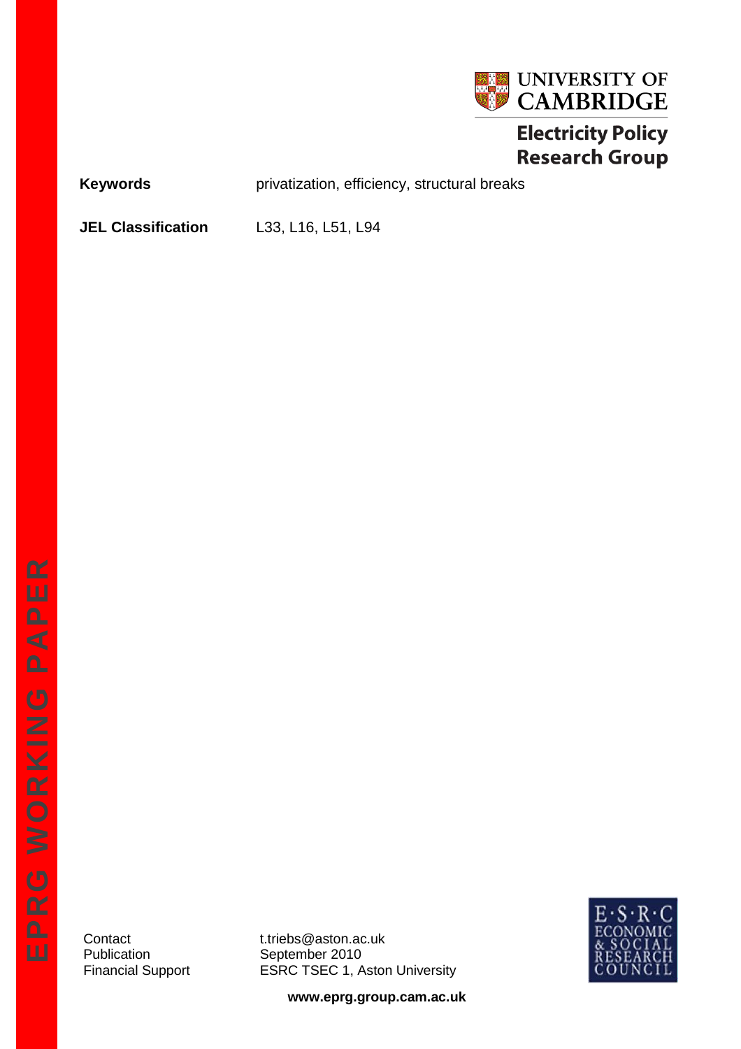**Keywords** privatization, efficiency, structural breaks

**JEL Classification** L33, L16, L51, L94

Contact t.triebs@aston.ac.uk
Publication September 2010
Financial Support ESRC TSEC 1, Aston University

www.eprg.group.cam.ac.uk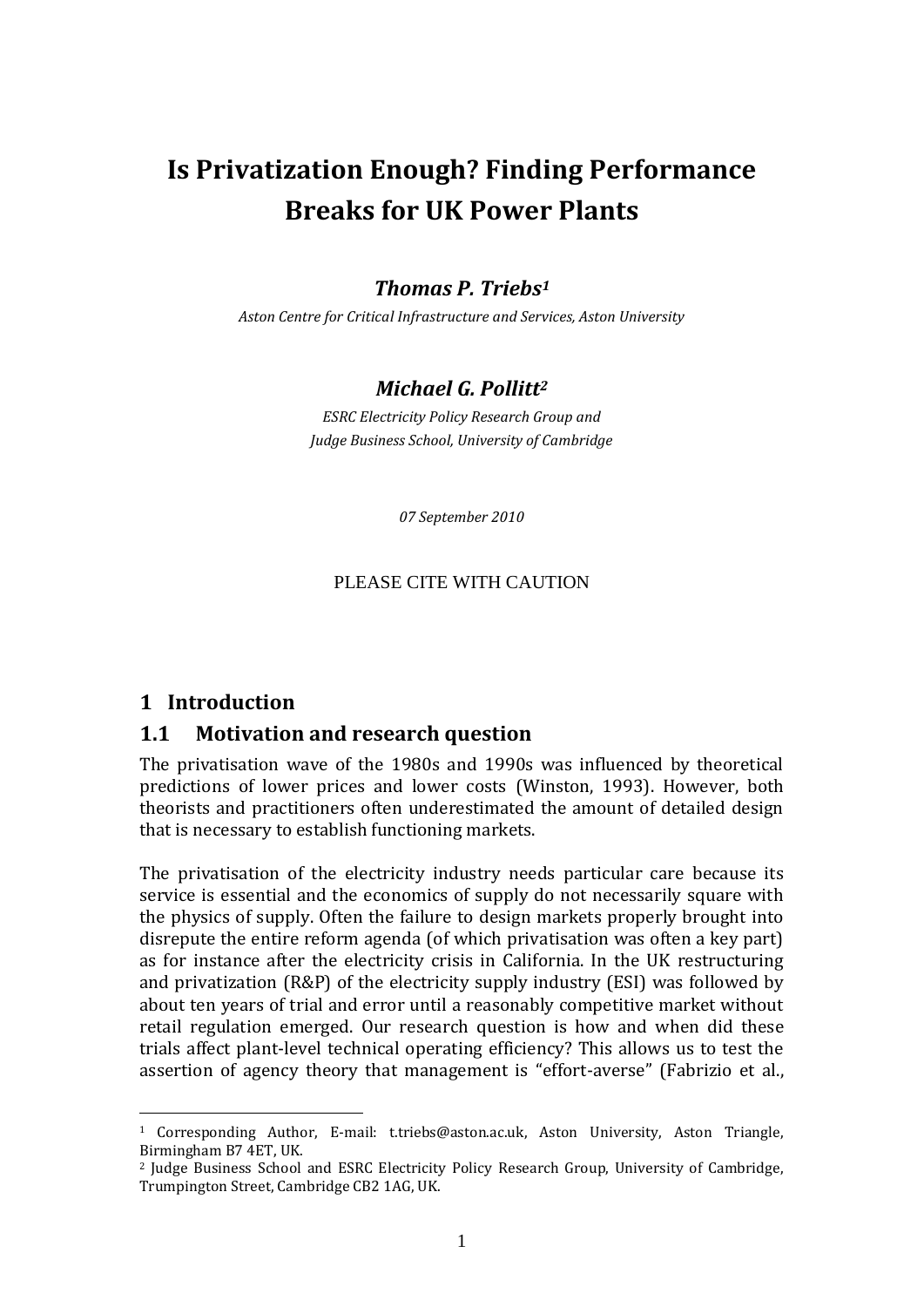# Is Privatization Enough? Finding Performance Breaks for UK Power Plants

### *Thomas P. Triebs*[1]

*Aston Centre for Critical Infrastructure and Services, Aston University*

### *Michael G. Pollitt*[2]

*ESRC Electricity Policy Research Group and Judge Business School, University of Cambridge*

*07 September 2010*

PLEASE CITE WITH CAUTION

# 1 Introduction

## 1.1 Motivation and research question

The privatisation wave of the 1980s and 1990s was influenced by theoretical predictions of lower prices and lower costs (Winston, 1993). However, both theorists and practitioners often underestimated the amount of detailed design that is necessary to establish functioning markets.

The privatisation of the electricity industry needs particular care because its service is essential and the economics of supply do not necessarily square with the physics of supply. Often the failure to design markets properly brought into disrepute the entire reform agenda (of which privatisation was often a key part) as for instance after the electricity crisis in California. In the UK restructuring and privatization (R&P) of the electricity supply industry (ESI) was followed by about ten years of trial and error until a reasonably competitive market without retail regulation emerged. Our research question is how and when did these trials affect plant-level technical operating efficiency? This allows us to test the assertion of agency theory that management is "effort-averse" (Fabrizio et al.,

---

[1] Corresponding Author, E-mail: t.triebs@aston.ac.uk, Aston University, Aston Triangle, Birmingham B7 4ET, UK.

[2] Judge Business School and ESRC Electricity Policy Research Group, University of Cambridge, Trumpington Street, Cambridge CB2 1AG, UK.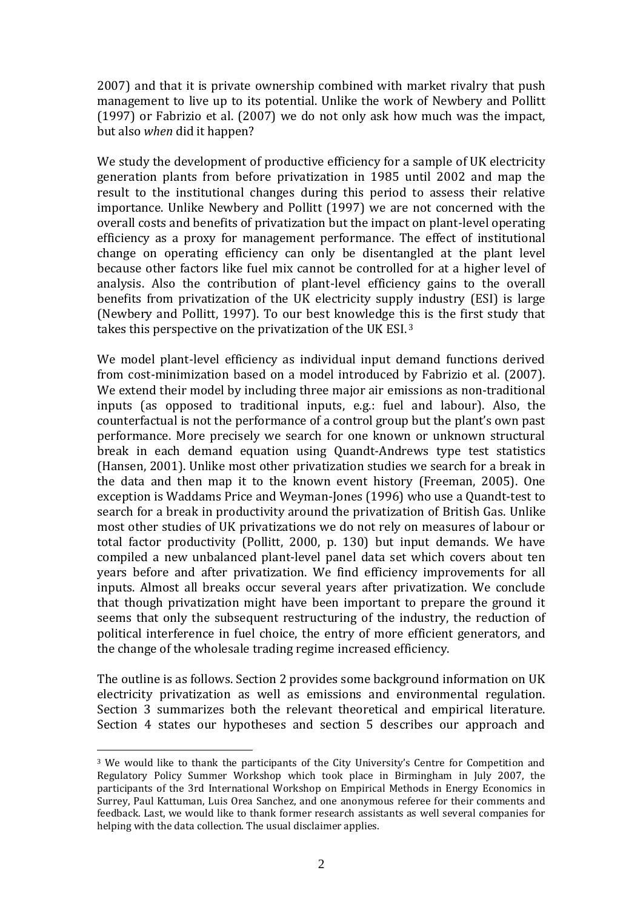2007) and that it is private ownership combined with market rivalry that push management to live up to its potential. Unlike the work of Newbery and Pollitt (1997) or Fabrizio et al. (2007) we do not only ask how much was the impact, but also *when* did it happen?

We study the development of productive efficiency for a sample of UK electricity generation plants from before privatization in 1985 until 2002 and map the result to the institutional changes during this period to assess their relative importance. Unlike Newbery and Pollitt (1997) we are not concerned with the overall costs and benefits of privatization but the impact on plant-level operating efficiency as a proxy for management performance. The effect of institutional change on operating efficiency can only be disentangled at the plant level because other factors like fuel mix cannot be controlled for at a higher level of analysis. Also the contribution of plant-level efficiency gains to the overall benefits from privatization of the UK electricity supply industry (ESI) is large (Newbery and Pollitt, 1997). To our best knowledge this is the first study that takes this perspective on the privatization of the UK ESI.[3]

We model plant-level efficiency as individual input demand functions derived from cost-minimization based on a model introduced by Fabrizio et al. (2007). We extend their model by including three major air emissions as non-traditional inputs (as opposed to traditional inputs, e.g.: fuel and labour). Also, the counterfactual is not the performance of a control group but the plant's own past performance. More precisely we search for one known or unknown structural break in each demand equation using Quandt-Andrews type test statistics (Hansen, 2001). Unlike most other privatization studies we search for a break in the data and then map it to the known event history (Freeman, 2005). One exception is Waddams Price and Weyman-Jones (1996) who use a Quandt-test to search for a break in productivity around the privatization of British Gas. Unlike most other studies of UK privatizations we do not rely on measures of labour or total factor productivity (Pollitt, 2000, p. 130) but input demands. We have compiled a new unbalanced plant-level panel data set which covers about ten years before and after privatization. We find efficiency improvements for all inputs. Almost all breaks occur several years after privatization. We conclude that though privatization might have been important to prepare the ground it seems that only the subsequent restructuring of the industry, the reduction of political interference in fuel choice, the entry of more efficient generators, and the change of the wholesale trading regime increased efficiency.

The outline is as follows. Section 2 provides some background information on UK electricity privatization as well as emissions and environmental regulation. Section 3 summarizes both the relevant theoretical and empirical literature. Section 4 states our hypotheses and section 5 describes our approach and

---

[3] We would like to thank the participants of the City University's Centre for Competition and Regulatory Policy Summer Workshop which took place in Birmingham in July 2007, the participants of the 3rd International Workshop on Empirical Methods in Energy Economics in Surrey, Paul Kattuman, Luis Orea Sanchez, and one anonymous referee for their comments and feedback. Last, we would like to thank former research assistants as well several companies for helping with the data collection. The usual disclaimer applies.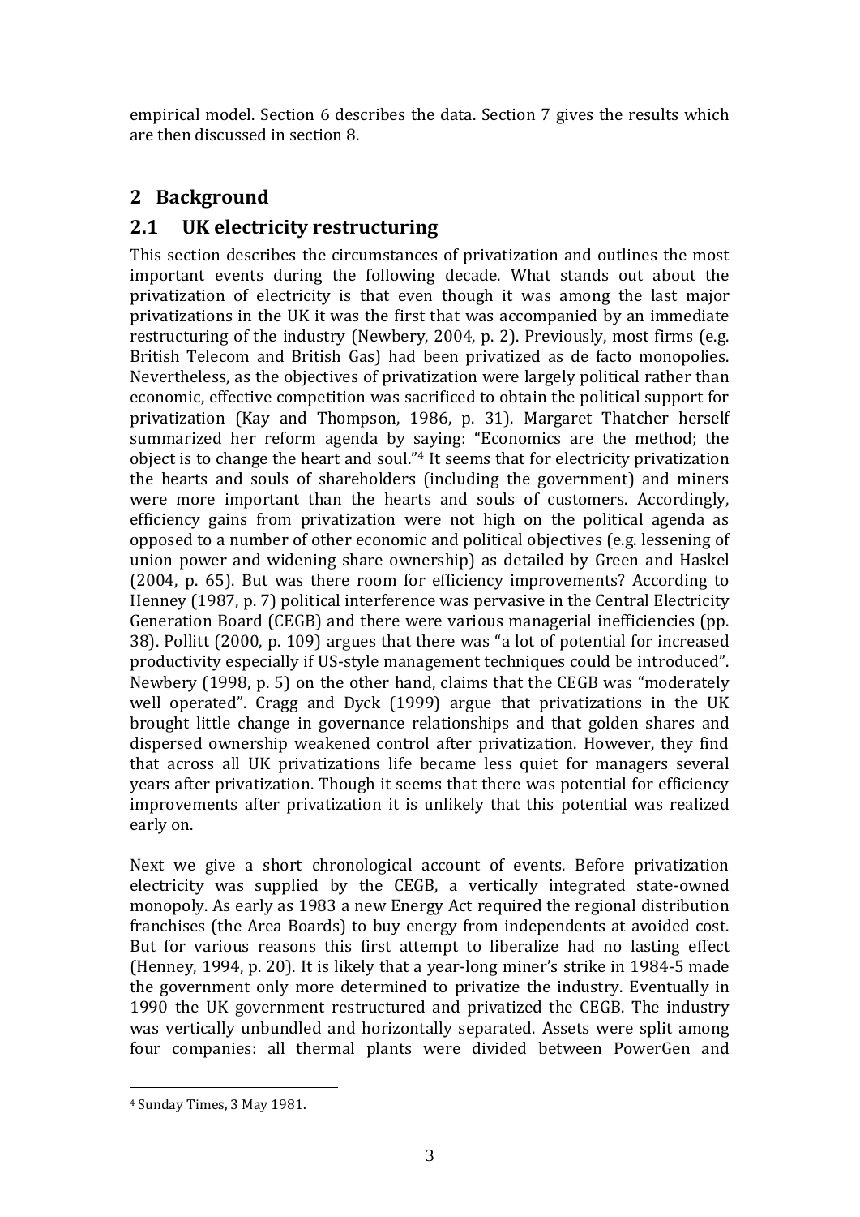empirical model. Section 6 describes the data. Section 7 gives the results which are then discussed in section 8.

## 2 Background

### 2.1 UK electricity restructuring

This section describes the circumstances of privatization and outlines the most important events during the following decade. What stands out about the privatization of electricity is that even though it was among the last major privatizations in the UK it was the first that was accompanied by an immediate restructuring of the industry (Newbery, 2004, p. 2). Previously, most firms (e.g. British Telecom and British Gas) had been privatized as de facto monopolies. Nevertheless, as the objectives of privatization were largely political rather than economic, effective competition was sacrificed to obtain the political support for privatization (Kay and Thompson, 1986, p. 31). Margaret Thatcher herself summarized her reform agenda by saying: "Economics are the method; the object is to change the heart and soul."[4] It seems that for electricity privatization the hearts and souls of shareholders (including the government) and miners were more important than the hearts and souls of customers. Accordingly, efficiency gains from privatization were not high on the political agenda as opposed to a number of other economic and political objectives (e.g. lessening of union power and widening share ownership) as detailed by Green and Haskel (2004, p. 65). But was there room for efficiency improvements? According to Henney (1987, p. 7) political interference was pervasive in the Central Electricity Generation Board (CEGB) and there were various managerial inefficiencies (pp. 38). Pollitt (2000, p. 109) argues that there was "a lot of potential for increased productivity especially if US-style management techniques could be introduced". Newbery (1998, p. 5) on the other hand, claims that the CEGB was "moderately well operated". Cragg and Dyck (1999) argue that privatizations in the UK brought little change in governance relationships and that golden shares and dispersed ownership weakened control after privatization. However, they find that across all UK privatizations life became less quiet for managers several years after privatization. Though it seems that there was potential for efficiency improvements after privatization it is unlikely that this potential was realized early on.

Next we give a short chronological account of events. Before privatization electricity was supplied by the CEGB, a vertically integrated state-owned monopoly. As early as 1983 a new Energy Act required the regional distribution franchises (the Area Boards) to buy energy from independents at avoided cost. But for various reasons this first attempt to liberalize had no lasting effect (Henney, 1994, p. 20). It is likely that a year-long miner's strike in 1984-5 made the government only more determined to privatize the industry. Eventually in 1990 the UK government restructured and privatized the CEGB. The industry was vertically unbundled and horizontally separated. Assets were split among four companies: all thermal plants were divided between PowerGen and

[4] Sunday Times, 3 May 1981.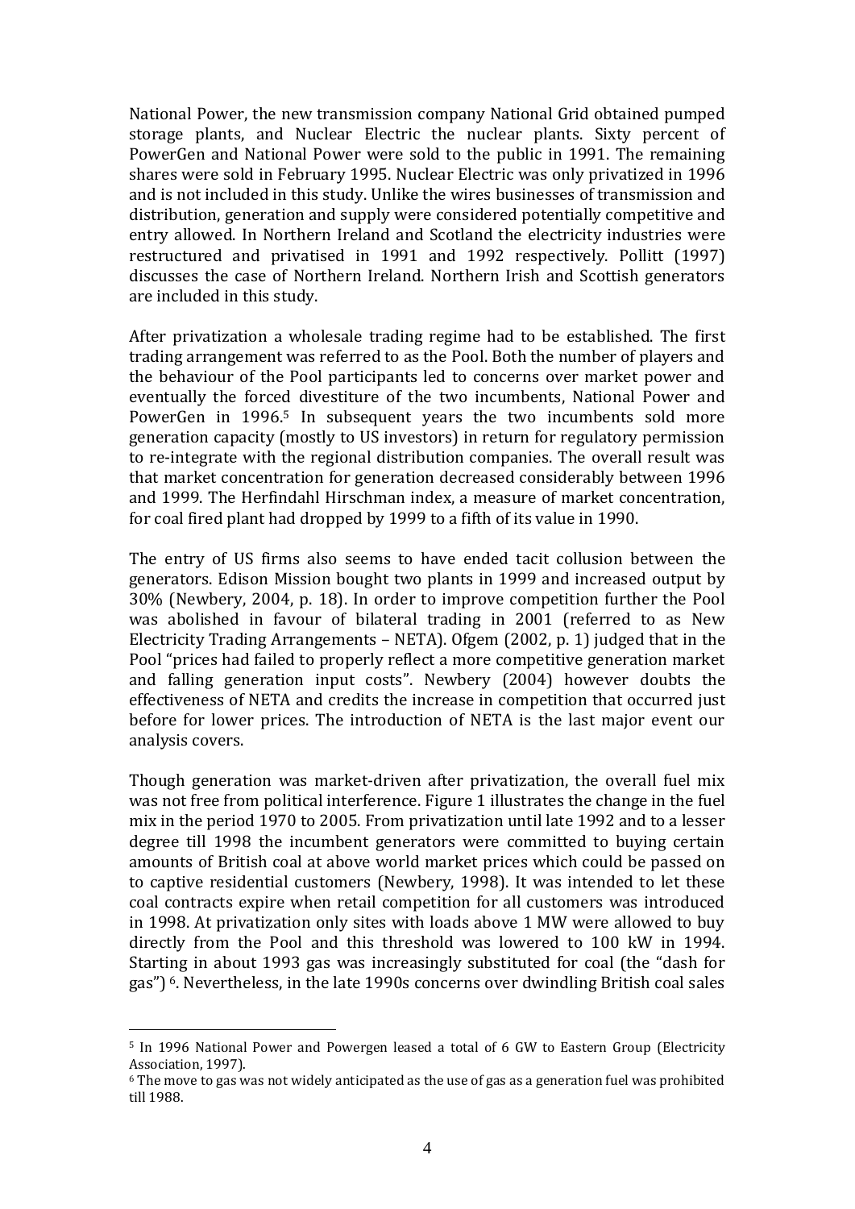National Power, the new transmission company National Grid obtained pumped storage plants, and Nuclear Electric the nuclear plants. Sixty percent of PowerGen and National Power were sold to the public in 1991. The remaining shares were sold in February 1995. Nuclear Electric was only privatized in 1996 and is not included in this study. Unlike the wires businesses of transmission and distribution, generation and supply were considered potentially competitive and entry allowed. In Northern Ireland and Scotland the electricity industries were restructured and privatised in 1991 and 1992 respectively. Pollitt (1997) discusses the case of Northern Ireland. Northern Irish and Scottish generators are included in this study.

After privatization a wholesale trading regime had to be established. The first trading arrangement was referred to as the Pool. Both the number of players and the behaviour of the Pool participants led to concerns over market power and eventually the forced divestiture of the two incumbents, National Power and PowerGen in 1996.[5] In subsequent years the two incumbents sold more generation capacity (mostly to US investors) in return for regulatory permission to re-integrate with the regional distribution companies. The overall result was that market concentration for generation decreased considerably between 1996 and 1999. The Herfindahl Hirschman index, a measure of market concentration, for coal fired plant had dropped by 1999 to a fifth of its value in 1990.

The entry of US firms also seems to have ended tacit collusion between the generators. Edison Mission bought two plants in 1999 and increased output by 30% (Newbery, 2004, p. 18). In order to improve competition further the Pool was abolished in favour of bilateral trading in 2001 (referred to as New Electricity Trading Arrangements – NETA). Ofgem (2002, p. 1) judged that in the Pool "prices had failed to properly reflect a more competitive generation market and falling generation input costs". Newbery (2004) however doubts the effectiveness of NETA and credits the increase in competition that occurred just before for lower prices. The introduction of NETA is the last major event our analysis covers.

Though generation was market-driven after privatization, the overall fuel mix was not free from political interference. Figure 1 illustrates the change in the fuel mix in the period 1970 to 2005. From privatization until late 1992 and to a lesser degree till 1998 the incumbent generators were committed to buying certain amounts of British coal at above world market prices which could be passed on to captive residential customers (Newbery, 1998). It was intended to let these coal contracts expire when retail competition for all customers was introduced in 1998. At privatization only sites with loads above 1 MW were allowed to buy directly from the Pool and this threshold was lowered to 100 kW in 1994. Starting in about 1993 gas was increasingly substituted for coal (the "dash for gas") [6]. Nevertheless, in the late 1990s concerns over dwindling British coal sales

[5] In 1996 National Power and Powergen leased a total of 6 GW to Eastern Group (Electricity Association, 1997).

[6] The move to gas was not widely anticipated as the use of gas as a generation fuel was prohibited till 1988.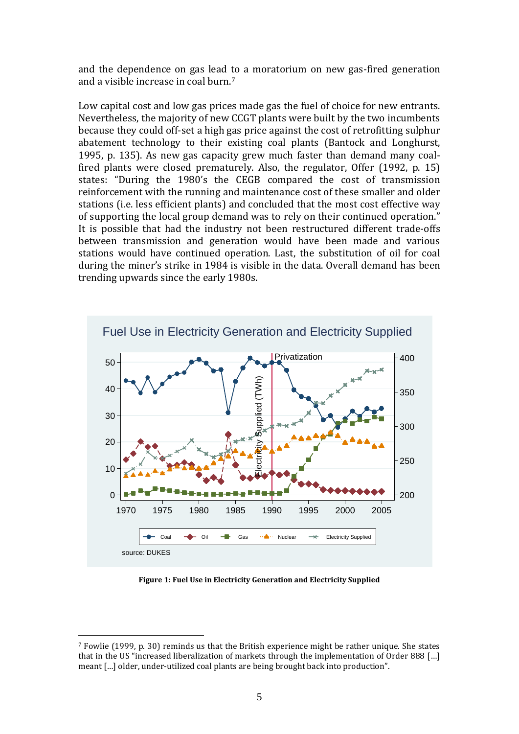and the dependence on gas lead to a moratorium on new gas-fired generation and a visible increase in coal burn.[7]

Low capital cost and low gas prices made gas the fuel of choice for new entrants. Nevertheless, the majority of new CCGT plants were built by the two incumbents because they could off-set a high gas price against the cost of retrofitting sulphur abatement technology to their existing coal plants (Bantock and Longhurst, 1995, p. 135). As new gas capacity grew much faster than demand many coal-fired plants were closed prematurely. Also, the regulator, Offer (1992, p. 15) states: "During the 1980's the CEGB compared the cost of transmission reinforcement with the running and maintenance cost of these smaller and older stations (i.e. less efficient plants) and concluded that the most cost effective way of supporting the local group demand was to rely on their continued operation." It is possible that had the industry not been restructured different trade-offs between transmission and generation would have been made and various stations would have continued operation. Last, the substitution of oil for coal during the miner's strike in 1984 is visible in the data. Overall demand has been trending upwards since the early 1980s.

Fuel Use in Electricity Generation and Electricity Supplied

source: DUKES

**Figure 1: Fuel Use in Electricity Generation and Electricity Supplied**

[7] Fowlie (1999, p. 30) reminds us that the British experience might be rather unique. She states that in the US "increased liberalization of markets through the implementation of Order 888 [...] meant [...] older, under-utilized coal plants are being brought back into production".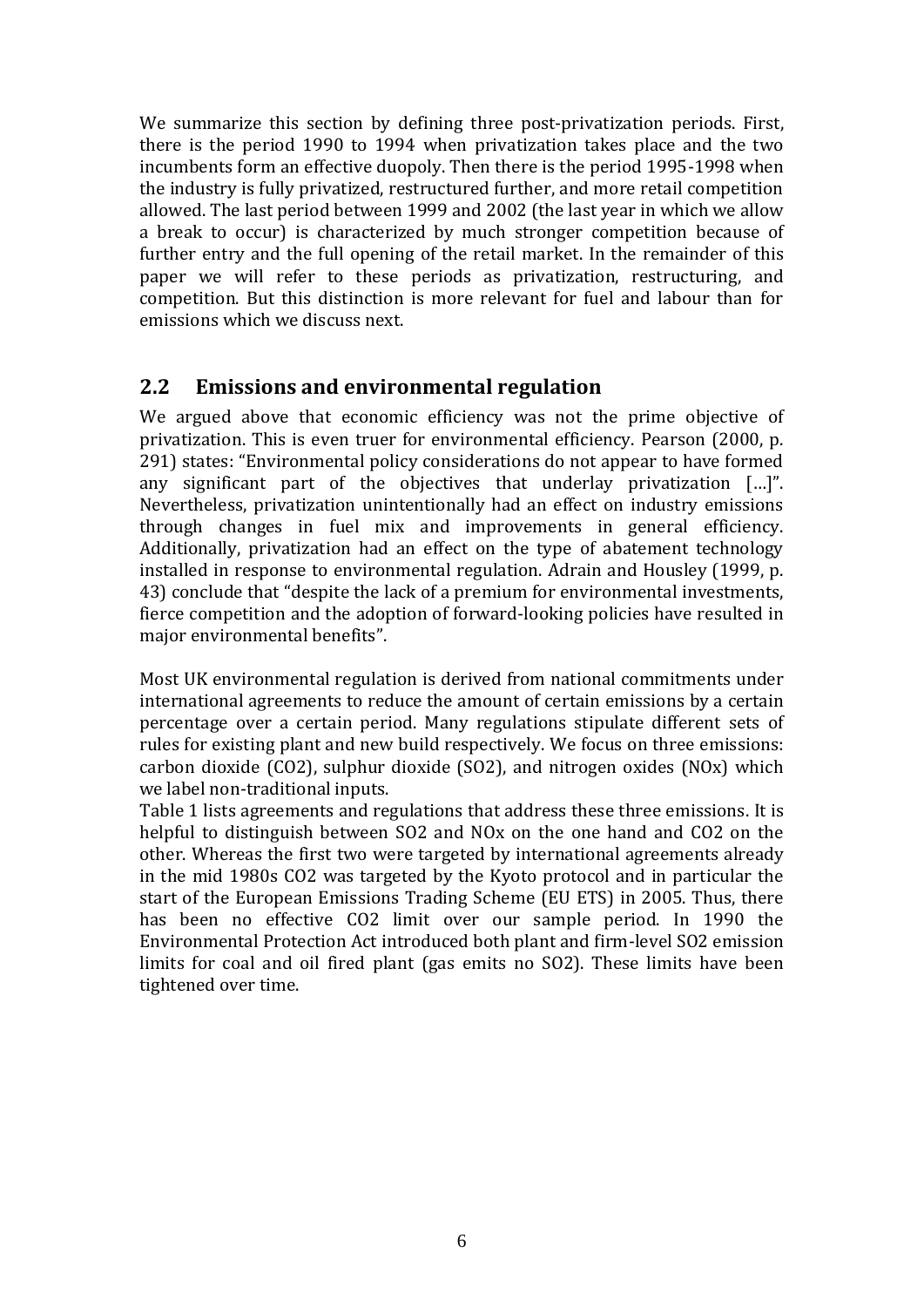We summarize this section by defining three post-privatization periods. First, there is the period 1990 to 1994 when privatization takes place and the two incumbents form an effective duopoly. Then there is the period 1995-1998 when the industry is fully privatized, restructured further, and more retail competition allowed. The last period between 1999 and 2002 (the last year in which we allow a break to occur) is characterized by much stronger competition because of further entry and the full opening of the retail market. In the remainder of this paper we will refer to these periods as privatization, restructuring, and competition. But this distinction is more relevant for fuel and labour than for emissions which we discuss next.

## 2.2 Emissions and environmental regulation

We argued above that economic efficiency was not the prime objective of privatization. This is even truer for environmental efficiency. Pearson (2000, p. 291) states: "Environmental policy considerations do not appear to have formed any significant part of the objectives that underlay privatization […]". Nevertheless, privatization unintentionally had an effect on industry emissions through changes in fuel mix and improvements in general efficiency. Additionally, privatization had an effect on the type of abatement technology installed in response to environmental regulation. Adrain and Housley (1999, p. 43) conclude that "despite the lack of a premium for environmental investments, fierce competition and the adoption of forward-looking policies have resulted in major environmental benefits".

Most UK environmental regulation is derived from national commitments under international agreements to reduce the amount of certain emissions by a certain percentage over a certain period. Many regulations stipulate different sets of rules for existing plant and new build respectively. We focus on three emissions: carbon dioxide ($CO_2$), sulphur dioxide ($SO_2$), and nitrogen oxides ($NO_x$) which we label non-traditional inputs.

Table 1 lists agreements and regulations that address these three emissions. It is helpful to distinguish between $SO_2$ and $NO_x$ on the one hand and $CO_2$ on the other. Whereas the first two were targeted by international agreements already in the mid 1980s $CO_2$ was targeted by the Kyoto protocol and in particular the start of the European Emissions Trading Scheme (EU ETS) in 2005. Thus, there has been no effective $CO_2$ limit over our sample period. In 1990 the Environmental Protection Act introduced both plant and firm-level $SO_2$ emission limits for coal and oil fired plant (gas emits no $SO_2$). These limits have been tightened over time.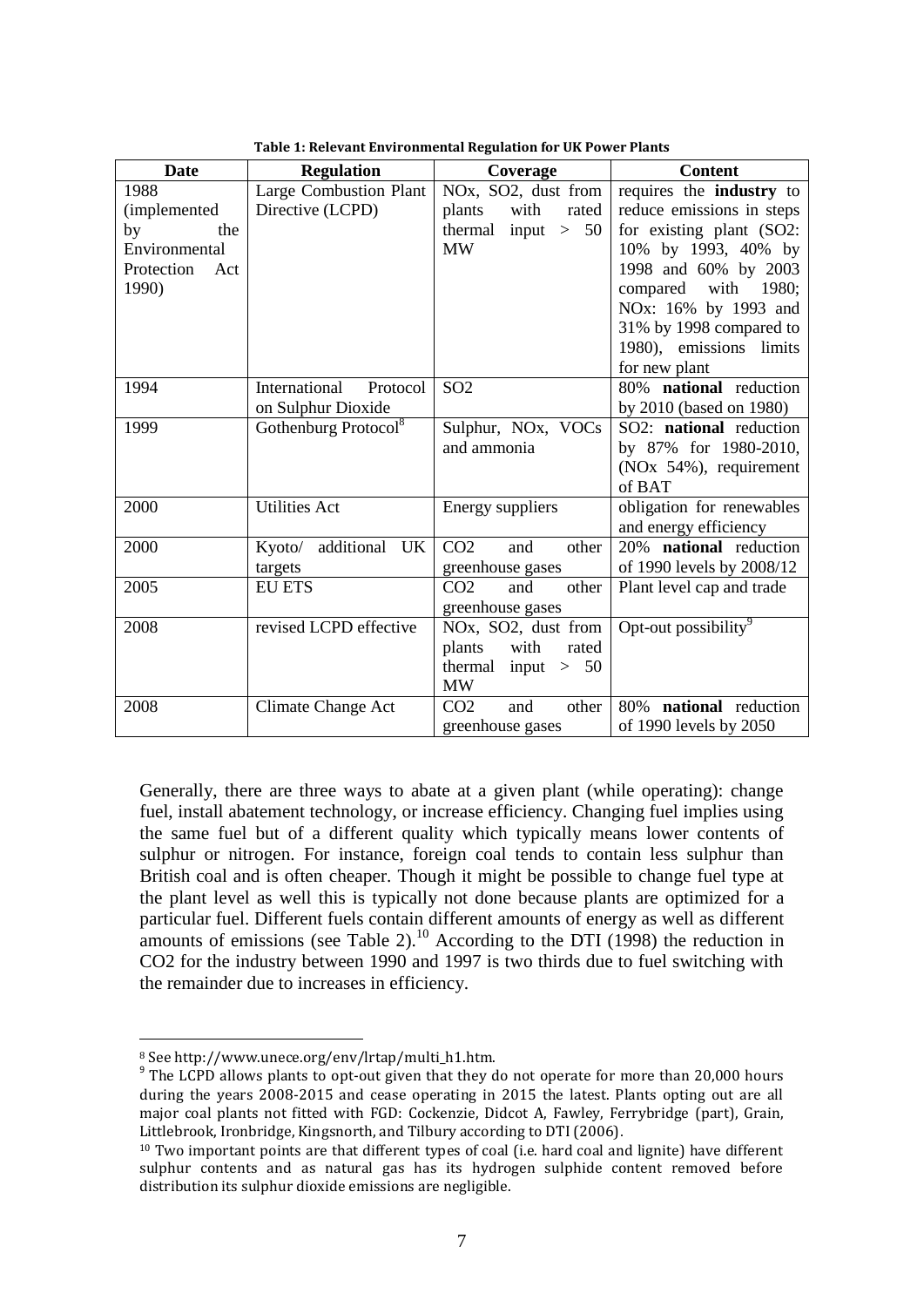**Table 1: Relevant Environmental Regulation for UK Power Plants**

| Date | Regulation | Coverage | Content |
|---|---|---|---|
| 1988 (implemented by the Environmental Protection Act 1990) | Large Combustion Plant Directive (LCPD) | NOx, SO2, dust from plants with rated thermal input > 50 MW | requires the **industry** to reduce emissions in steps for existing plant (SO2: 10% by 1993, 40% by 1998 and 60% by 2003 compared with 1980; NOx: 16% by 1993 and 31% by 1998 compared to 1980), emissions limits for new plant |
| 1994 | International Protocol on Sulphur Dioxide | SO2 | 80% **national** reduction by 2010 (based on 1980) |
| 1999 | Gothenburg Protocol[8] | Sulphur, NOx, VOCs and ammonia | SO2: **national** reduction by 87% for 1980-2010, (NOx 54%), requirement of BAT |
| 2000 | Utilities Act | Energy suppliers | obligation for renewables and energy efficiency |
| 2000 | Kyoto/ additional UK targets | CO2 and other greenhouse gases | 20% **national** reduction of 1990 levels by 2008/12 |
| 2005 | EU ETS | CO2 and other greenhouse gases | Plant level cap and trade |
| 2008 | revised LCPD effective | NOx, SO2, dust from plants with rated thermal input > 50 MW | Opt-out possibility[9] |
| 2008 | Climate Change Act | CO2 and other greenhouse gases | 80% **national** reduction of 1990 levels by 2050 |

Generally, there are three ways to abate at a given plant (while operating): change fuel, install abatement technology, or increase efficiency. Changing fuel implies using the same fuel but of a different quality which typically means lower contents of sulphur or nitrogen. For instance, foreign coal tends to contain less sulphur than British coal and is often cheaper. Though it might be possible to change fuel type at the plant level as well this is typically not done because plants are optimized for a particular fuel. Different fuels contain different amounts of energy as well as different amounts of emissions (see Table 2).[10] According to the DTI (1998) the reduction in $CO_2$ for the industry between 1990 and 1997 is two thirds due to fuel switching with the remainder due to increases in efficiency.

[8] See http://www.unece.org/env/lrtap/multi_h1.htm.

[9] The LCPD allows plants to opt-out given that they do not operate for more than 20,000 hours during the years 2008-2015 and cease operating in 2015 the latest. Plants opting out are all major coal plants not fitted with FGD: Cockenzie, Didcot A, Fawley, Ferrybridge (part), Grain, Littlebrook, Ironbridge, Kingsnorth, and Tilbury according to DTI (2006).

[10] Two important points are that different types of coal (i.e. hard coal and lignite) have different sulphur contents and as natural gas has its hydrogen sulphide content removed before distribution its sulphur dioxide emissions are negligible.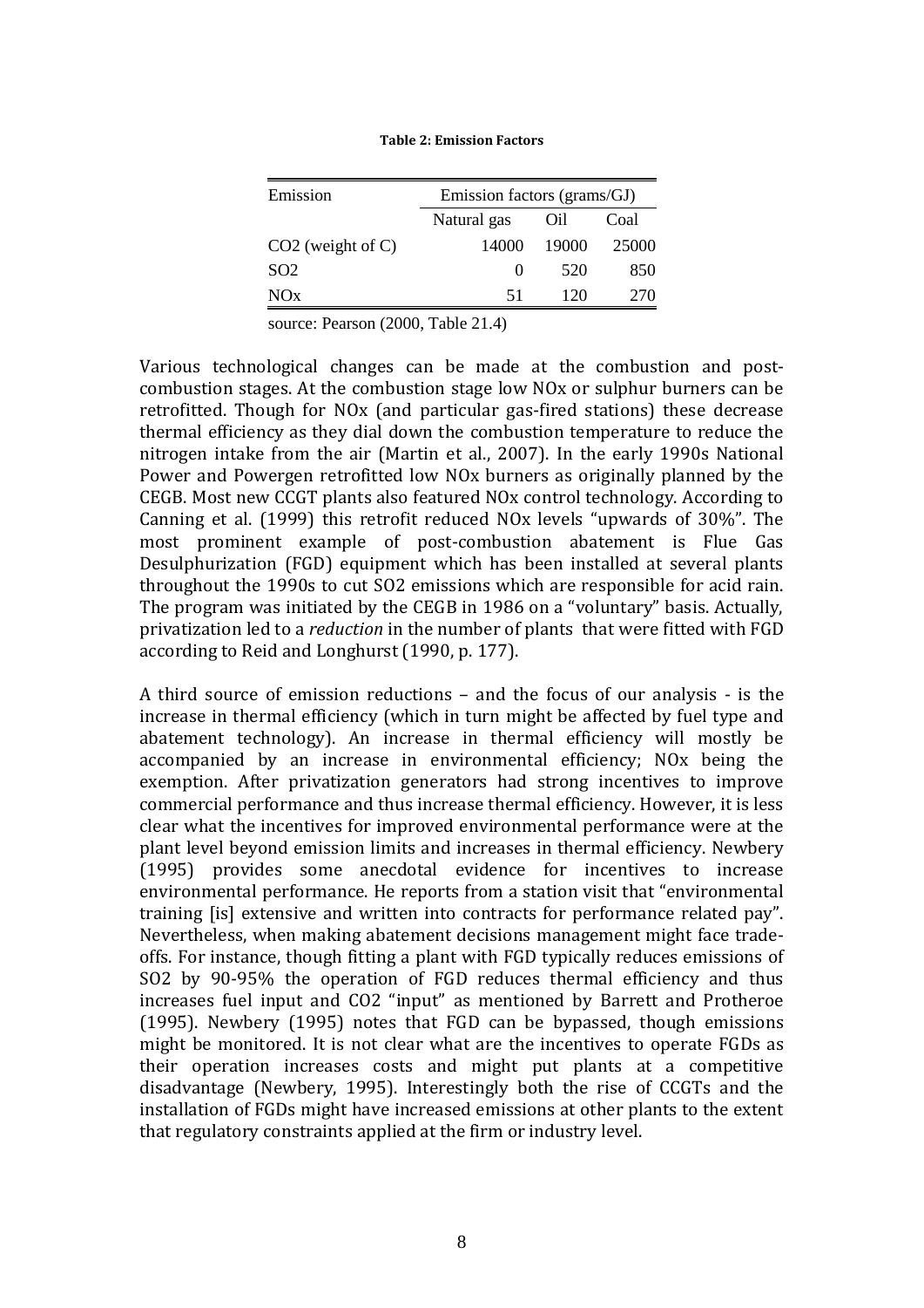**Table 2: Emission Factors**

| Emission | Emission factors (grams/GJ) | | |
|---|---|---|---|
| | Natural gas | Oil | Coal |
| $CO_2$ (weight of C) | 14000 | 19000 | 25000 |
| $SO_2$ | 0 | 520 | 850 |
| $NO_x$ | 51 | 120 | 270 |

source: Pearson (2000, Table 21.4)

Various technological changes can be made at the combustion and post-combustion stages. At the combustion stage low NOx or sulphur burners can be retrofitted. Though for NOx (and particular gas-fired stations) these decrease thermal efficiency as they dial down the combustion temperature to reduce the nitrogen intake from the air (Martin et al., 2007). In the early 1990s National Power and Powergen retrofitted low NOx burners as originally planned by the CEGB. Most new CCGT plants also featured NOx control technology. According to Canning et al. (1999) this retrofit reduced NOx levels "upwards of 30%". The most prominent example of post-combustion abatement is Flue Gas Desulphurization (FGD) equipment which has been installed at several plants throughout the 1990s to cut $SO_2$ emissions which are responsible for acid rain. The program was initiated by the CEGB in 1986 on a "voluntary" basis. Actually, privatization led to a *reduction* in the number of plants that were fitted with FGD according to Reid and Longhurst (1990, p. 177).

A third source of emission reductions – and the focus of our analysis - is the increase in thermal efficiency (which in turn might be affected by fuel type and abatement technology). An increase in thermal efficiency will mostly be accompanied by an increase in environmental efficiency; NOx being the exemption. After privatization generators had strong incentives to improve commercial performance and thus increase thermal efficiency. However, it is less clear what the incentives for improved environmental performance were at the plant level beyond emission limits and increases in thermal efficiency. Newbery (1995) provides some anecdotal evidence for incentives to increase environmental performance. He reports from a station visit that "environmental training [is] extensive and written into contracts for performance related pay". Nevertheless, when making abatement decisions management might face trade-offs. For instance, though fitting a plant with FGD typically reduces emissions of $SO_2$ by 90-95% the operation of FGD reduces thermal efficiency and thus increases fuel input and $CO_2$ "input" as mentioned by Barrett and Protheroe (1995). Newbery (1995) notes that FGD can be bypassed, though emissions might be monitored. It is not clear what are the incentives to operate FGDs as their operation increases costs and might put plants at a competitive disadvantage (Newbery, 1995). Interestingly both the rise of CCGTs and the installation of FGDs might have increased emissions at other plants to the extent that regulatory constraints applied at the firm or industry level.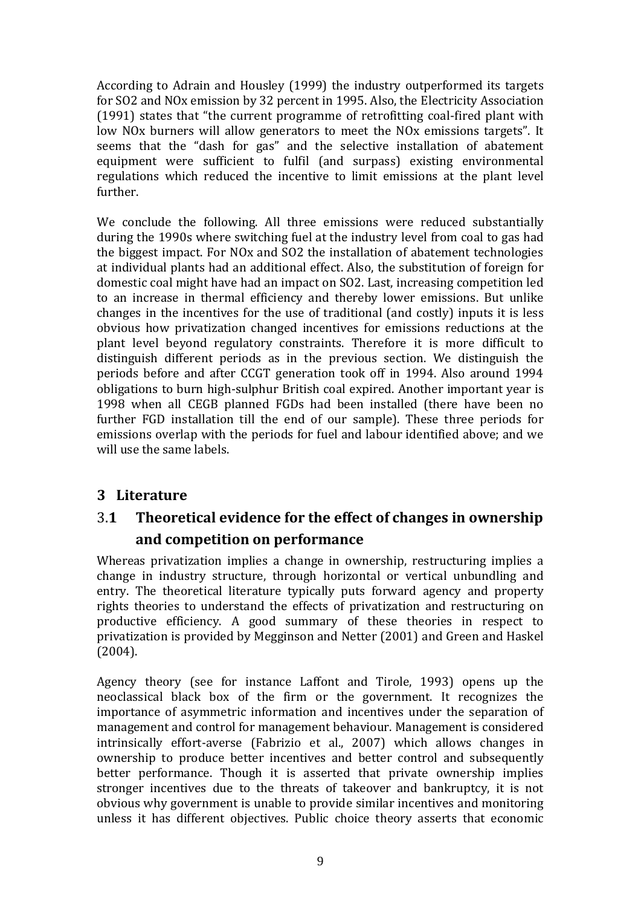According to Adrain and Housley (1999) the industry outperformed its targets for SO2 and NOx emission by 32 percent in 1995. Also, the Electricity Association (1991) states that “the current programme of retrofitting coal-fired plant with low NOx burners will allow generators to meet the NOx emissions targets”. It seems that the “dash for gas” and the selective installation of abatement equipment were sufficient to fulfil (and surpass) existing environmental regulations which reduced the incentive to limit emissions at the plant level further.

We conclude the following. All three emissions were reduced substantially during the 1990s where switching fuel at the industry level from coal to gas had the biggest impact. For NOx and SO2 the installation of abatement technologies at individual plants had an additional effect. Also, the substitution of foreign for domestic coal might have had an impact on SO2. Last, increasing competition led to an increase in thermal efficiency and thereby lower emissions. But unlike changes in the incentives for the use of traditional (and costly) inputs it is less obvious how privatization changed incentives for emissions reductions at the plant level beyond regulatory constraints. Therefore it is more difficult to distinguish different periods as in the previous section. We distinguish the periods before and after CCGT generation took off in 1994. Also around 1994 obligations to burn high-sulphur British coal expired. Another important year is 1998 when all CEGB planned FGDs had been installed (there have been no further FGD installation till the end of our sample). These three periods for emissions overlap with the periods for fuel and labour identified above; and we will use the same labels.

## 3 Literature

### 3.1 Theoretical evidence for the effect of changes in ownership and competition on performance

Whereas privatization implies a change in ownership, restructuring implies a change in industry structure, through horizontal or vertical unbundling and entry. The theoretical literature typically puts forward agency and property rights theories to understand the effects of privatization and restructuring on productive efficiency. A good summary of these theories in respect to privatization is provided by Megginson and Netter (2001) and Green and Haskel (2004).

Agency theory (see for instance Laffont and Tirole, 1993) opens up the neoclassical black box of the firm or the government. It recognizes the importance of asymmetric information and incentives under the separation of management and control for management behaviour. Management is considered intrinsically effort-averse (Fabrizio et al., 2007) which allows changes in ownership to produce better incentives and better control and subsequently better performance. Though it is asserted that private ownership implies stronger incentives due to the threats of takeover and bankruptcy, it is not obvious why government is unable to provide similar incentives and monitoring unless it has different objectives. Public choice theory asserts that economic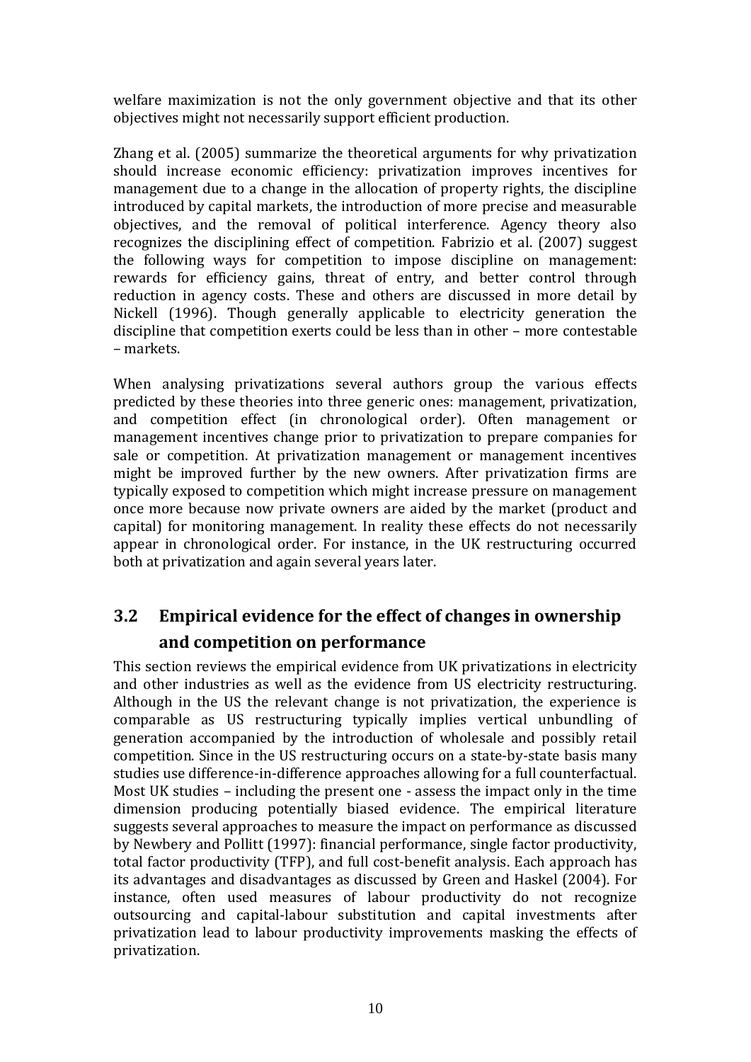welfare maximization is not the only government objective and that its other objectives might not necessarily support efficient production.

Zhang et al. (2005) summarize the theoretical arguments for why privatization should increase economic efficiency: privatization improves incentives for management due to a change in the allocation of property rights, the discipline introduced by capital markets, the introduction of more precise and measurable objectives, and the removal of political interference. Agency theory also recognizes the disciplining effect of competition. Fabrizio et al. (2007) suggest the following ways for competition to impose discipline on management: rewards for efficiency gains, threat of entry, and better control through reduction in agency costs. These and others are discussed in more detail by Nickell (1996). Though generally applicable to electricity generation the discipline that competition exerts could be less than in other – more contestable – markets.

When analysing privatizations several authors group the various effects predicted by these theories into three generic ones: management, privatization, and competition effect (in chronological order). Often management or management incentives change prior to privatization to prepare companies for sale or competition. At privatization management or management incentives might be improved further by the new owners. After privatization firms are typically exposed to competition which might increase pressure on management once more because now private owners are aided by the market (product and capital) for monitoring management. In reality these effects do not necessarily appear in chronological order. For instance, in the UK restructuring occurred both at privatization and again several years later.

## 3.2 Empirical evidence for the effect of changes in ownership and competition on performance

This section reviews the empirical evidence from UK privatizations in electricity and other industries as well as the evidence from US electricity restructuring. Although in the US the relevant change is not privatization, the experience is comparable as US restructuring typically implies vertical unbundling of generation accompanied by the introduction of wholesale and possibly retail competition. Since in the US restructuring occurs on a state-by-state basis many studies use difference-in-difference approaches allowing for a full counterfactual. Most UK studies – including the present one - assess the impact only in the time dimension producing potentially biased evidence. The empirical literature suggests several approaches to measure the impact on performance as discussed by Newbery and Pollitt (1997): financial performance, single factor productivity, total factor productivity (TFP), and full cost-benefit analysis. Each approach has its advantages and disadvantages as discussed by Green and Haskel (2004). For instance, often used measures of labour productivity do not recognize outsourcing and capital-labour substitution and capital investments after privatization lead to labour productivity improvements masking the effects of privatization.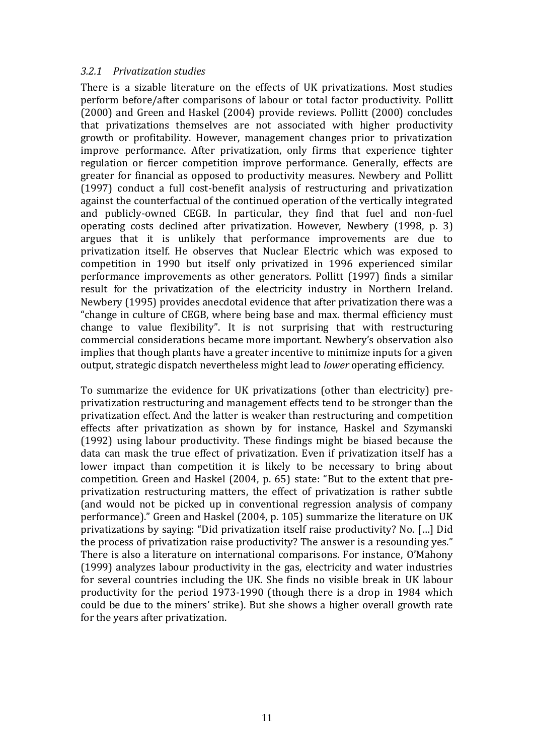### *3.2.1 Privatization studies*

There is a sizable literature on the effects of UK privatizations. Most studies perform before/after comparisons of labour or total factor productivity. Pollitt (2000) and Green and Haskel (2004) provide reviews. Pollitt (2000) concludes that privatizations themselves are not associated with higher productivity growth or profitability. However, management changes prior to privatization improve performance. After privatization, only firms that experience tighter regulation or fiercer competition improve performance. Generally, effects are greater for financial as opposed to productivity measures. Newbery and Pollitt (1997) conduct a full cost-benefit analysis of restructuring and privatization against the counterfactual of the continued operation of the vertically integrated and publicly-owned CEGB. In particular, they find that fuel and non-fuel operating costs declined after privatization. However, Newbery (1998, p. 3) argues that it is unlikely that performance improvements are due to privatization itself. He observes that Nuclear Electric which was exposed to competition in 1990 but itself only privatized in 1996 experienced similar performance improvements as other generators. Pollitt (1997) finds a similar result for the privatization of the electricity industry in Northern Ireland. Newbery (1995) provides anecdotal evidence that after privatization there was a "change in culture of CEGB, where being base and max. thermal efficiency must change to value flexibility". It is not surprising that with restructuring commercial considerations became more important. Newbery's observation also implies that though plants have a greater incentive to minimize inputs for a given output, strategic dispatch nevertheless might lead to *lower* operating efficiency.

To summarize the evidence for UK privatizations (other than electricity) pre-privatization restructuring and management effects tend to be stronger than the privatization effect. And the latter is weaker than restructuring and competition effects after privatization as shown by for instance, Haskel and Szymanski (1992) using labour productivity. These findings might be biased because the data can mask the true effect of privatization. Even if privatization itself has a lower impact than competition it is likely to be necessary to bring about competition. Green and Haskel (2004, p. 65) state: "But to the extent that pre-privatization restructuring matters, the effect of privatization is rather subtle (and would not be picked up in conventional regression analysis of company performance)." Green and Haskel (2004, p. 105) summarize the literature on UK privatizations by saying: "Did privatization itself raise productivity? No. […] Did the process of privatization raise productivity? The answer is a resounding yes." There is also a literature on international comparisons. For instance, O'Mahony (1999) analyzes labour productivity in the gas, electricity and water industries for several countries including the UK. She finds no visible break in UK labour productivity for the period 1973-1990 (though there is a drop in 1984 which could be due to the miners' strike). But she shows a higher overall growth rate for the years after privatization.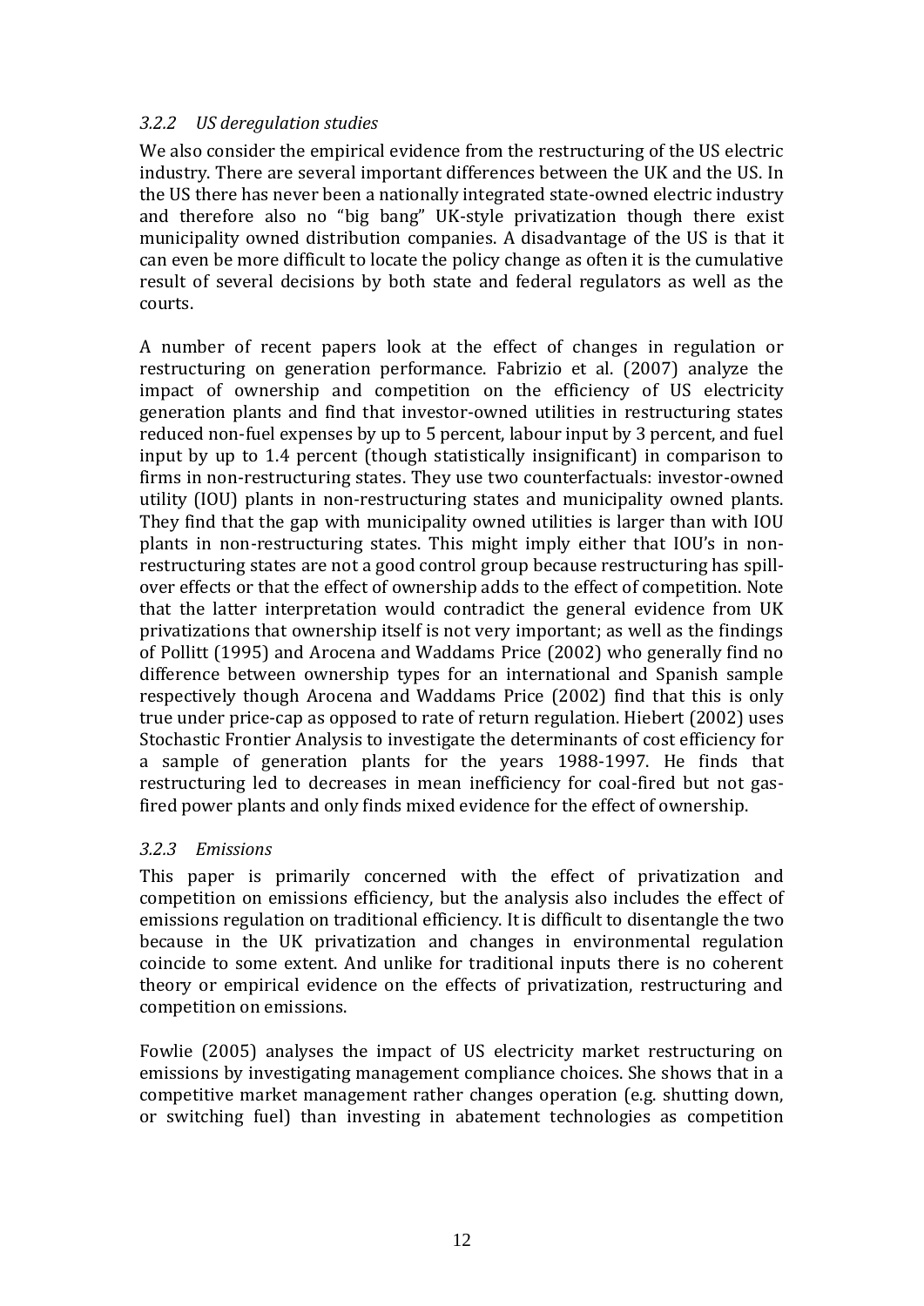### *3.2.2 US deregulation studies*

We also consider the empirical evidence from the restructuring of the US electric industry. There are several important differences between the UK and the US. In the US there has never been a nationally integrated state-owned electric industry and therefore also no "big bang" UK-style privatization though there exist municipality owned distribution companies. A disadvantage of the US is that it can even be more difficult to locate the policy change as often it is the cumulative result of several decisions by both state and federal regulators as well as the courts.

A number of recent papers look at the effect of changes in regulation or restructuring on generation performance. Fabrizio et al. (2007) analyze the impact of ownership and competition on the efficiency of US electricity generation plants and find that investor-owned utilities in restructuring states reduced non-fuel expenses by up to 5 percent, labour input by 3 percent, and fuel input by up to 1.4 percent (though statistically insignificant) in comparison to firms in non-restructuring states. They use two counterfactuals: investor-owned utility (IOU) plants in non-restructuring states and municipality owned plants. They find that the gap with municipality owned utilities is larger than with IOU plants in non-restructuring states. This might imply either that IOU's in non-restructuring states are not a good control group because restructuring has spill-over effects or that the effect of ownership adds to the effect of competition. Note that the latter interpretation would contradict the general evidence from UK privatizations that ownership itself is not very important; as well as the findings of Pollitt (1995) and Arocena and Waddams Price (2002) who generally find no difference between ownership types for an international and Spanish sample respectively though Arocena and Waddams Price (2002) find that this is only true under price-cap as opposed to rate of return regulation. Hiebert (2002) uses Stochastic Frontier Analysis to investigate the determinants of cost efficiency for a sample of generation plants for the years 1988-1997. He finds that restructuring led to decreases in mean inefficiency for coal-fired but not gas-fired power plants and only finds mixed evidence for the effect of ownership.

### *3.2.3 Emissions*

This paper is primarily concerned with the effect of privatization and competition on emissions efficiency, but the analysis also includes the effect of emissions regulation on traditional efficiency. It is difficult to disentangle the two because in the UK privatization and changes in environmental regulation coincide to some extent. And unlike for traditional inputs there is no coherent theory or empirical evidence on the effects of privatization, restructuring and competition on emissions.

Fowlie (2005) analyses the impact of US electricity market restructuring on emissions by investigating management compliance choices. She shows that in a competitive market management rather changes operation (e.g. shutting down, or switching fuel) than investing in abatement technologies as competition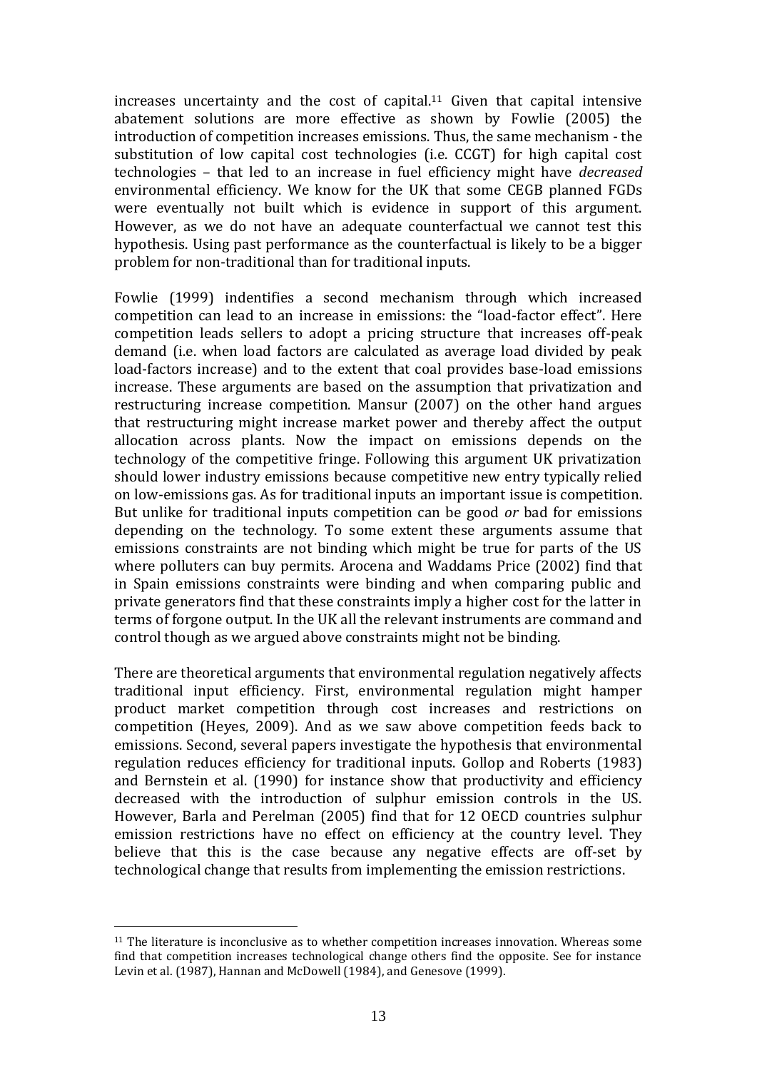increases uncertainty and the cost of capital.[11] Given that capital intensive abatement solutions are more effective as shown by Fowlie (2005) the introduction of competition increases emissions. Thus, the same mechanism - the substitution of low capital cost technologies (i.e. CCGT) for high capital cost technologies – that led to an increase in fuel efficiency might have *decreased* environmental efficiency. We know for the UK that some CEGB planned FGDs were eventually not built which is evidence in support of this argument. However, as we do not have an adequate counterfactual we cannot test this hypothesis. Using past performance as the counterfactual is likely to be a bigger problem for non-traditional than for traditional inputs.

Fowlie (1999) indentifies a second mechanism through which increased competition can lead to an increase in emissions: the "load-factor effect". Here competition leads sellers to adopt a pricing structure that increases off-peak demand (i.e. when load factors are calculated as average load divided by peak load-factors increase) and to the extent that coal provides base-load emissions increase. These arguments are based on the assumption that privatization and restructuring increase competition. Mansur (2007) on the other hand argues that restructuring might increase market power and thereby affect the output allocation across plants. Now the impact on emissions depends on the technology of the competitive fringe. Following this argument UK privatization should lower industry emissions because competitive new entry typically relied on low-emissions gas. As for traditional inputs an important issue is competition. But unlike for traditional inputs competition can be good *or* bad for emissions depending on the technology. To some extent these arguments assume that emissions constraints are not binding which might be true for parts of the US where polluters can buy permits. Arocena and Waddams Price (2002) find that in Spain emissions constraints were binding and when comparing public and private generators find that these constraints imply a higher cost for the latter in terms of forgone output. In the UK all the relevant instruments are command and control though as we argued above constraints might not be binding.

There are theoretical arguments that environmental regulation negatively affects traditional input efficiency. First, environmental regulation might hamper product market competition through cost increases and restrictions on competition (Heyes, 2009). And as we saw above competition feeds back to emissions. Second, several papers investigate the hypothesis that environmental regulation reduces efficiency for traditional inputs. Gollop and Roberts (1983) and Bernstein et al. (1990) for instance show that productivity and efficiency decreased with the introduction of sulphur emission controls in the US. However, Barla and Perelman (2005) find that for 12 OECD countries sulphur emission restrictions have no effect on efficiency at the country level. They believe that this is the case because any negative effects are off-set by technological change that results from implementing the emission restrictions.

[11] The literature is inconclusive as to whether competition increases innovation. Whereas some find that competition increases technological change others find the opposite. See for instance Levin et al. (1987), Hannan and McDowell (1984), and Genesove (1999).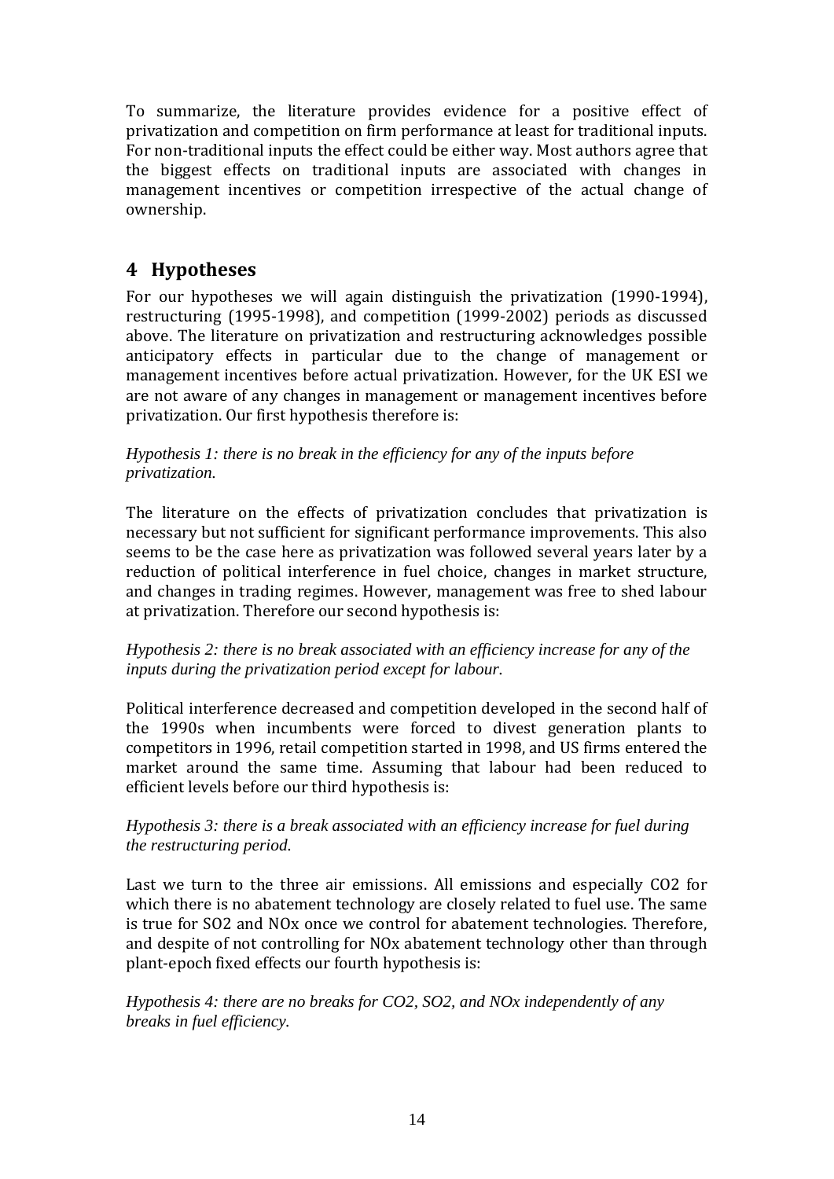To summarize, the literature provides evidence for a positive effect of privatization and competition on firm performance at least for traditional inputs. For non-traditional inputs the effect could be either way. Most authors agree that the biggest effects on traditional inputs are associated with changes in management incentives or competition irrespective of the actual change of ownership.

# 4 Hypotheses

For our hypotheses we will again distinguish the privatization (1990-1994), restructuring (1995-1998), and competition (1999-2002) periods as discussed above. The literature on privatization and restructuring acknowledges possible anticipatory effects in particular due to the change of management or management incentives before actual privatization. However, for the UK ESI we are not aware of any changes in management or management incentives before privatization. Our first hypothesis therefore is:

*Hypothesis 1: there is no break in the efficiency for any of the inputs before privatization.*

The literature on the effects of privatization concludes that privatization is necessary but not sufficient for significant performance improvements. This also seems to be the case here as privatization was followed several years later by a reduction of political interference in fuel choice, changes in market structure, and changes in trading regimes. However, management was free to shed labour at privatization. Therefore our second hypothesis is:

*Hypothesis 2: there is no break associated with an efficiency increase for any of the inputs during the privatization period except for labour.*

Political interference decreased and competition developed in the second half of the 1990s when incumbents were forced to divest generation plants to competitors in 1996, retail competition started in 1998, and US firms entered the market around the same time. Assuming that labour had been reduced to efficient levels before our third hypothesis is:

*Hypothesis 3: there is a break associated with an efficiency increase for fuel during the restructuring period.*

Last we turn to the three air emissions. All emissions and especially $CO_2$ for which there is no abatement technology are closely related to fuel use. The same is true for $SO_2$ and $NO_x$ once we control for abatement technologies. Therefore, and despite of not controlling for $NO_x$ abatement technology other than through plant-epoch fixed effects our fourth hypothesis is:

*Hypothesis 4: there are no breaks for $CO_2$, $SO_2$, and $NO_x$ independently of any breaks in fuel efficiency.*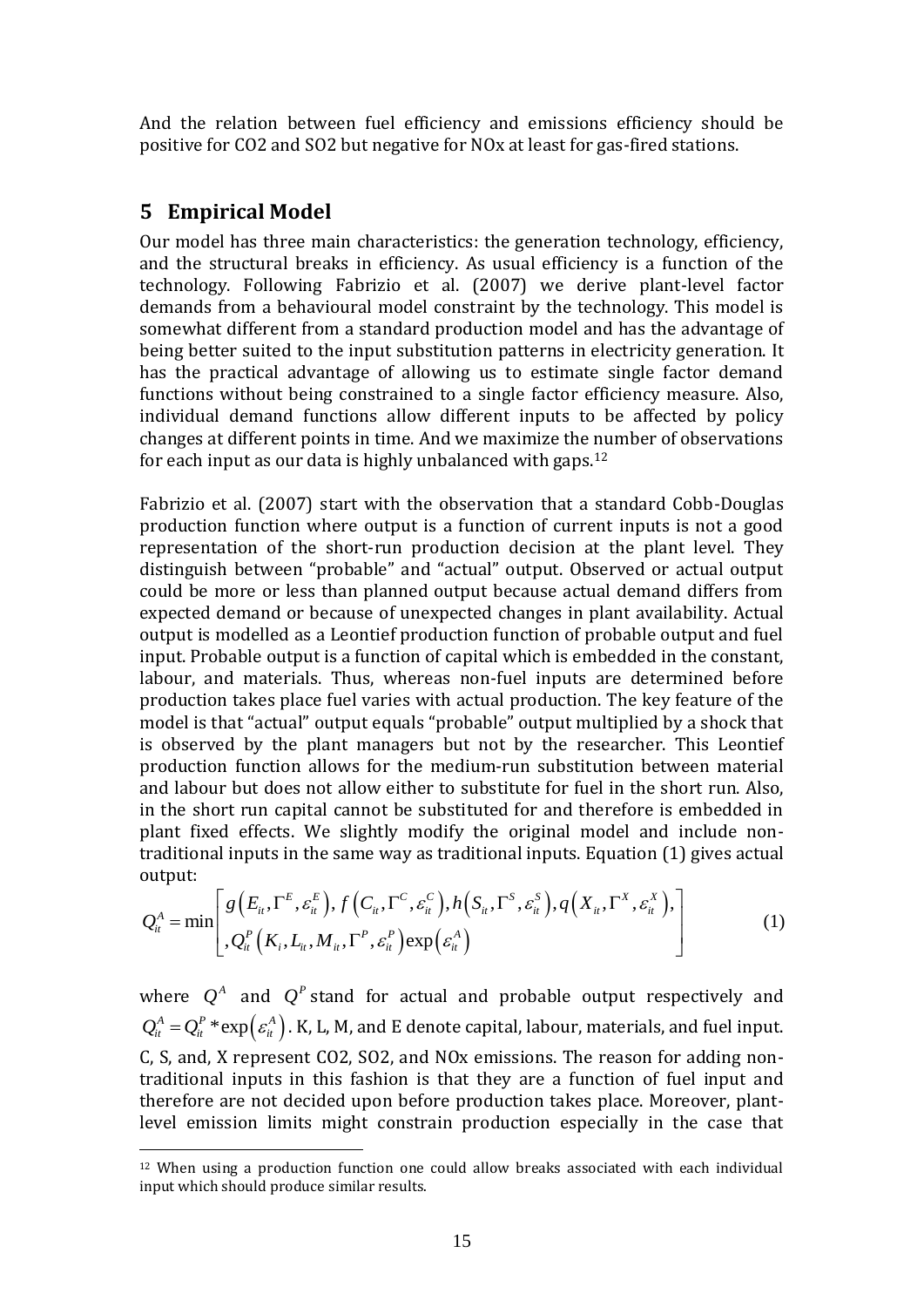And the relation between fuel efficiency and emissions efficiency should be positive for CO2 and SO2 but negative for NOx at least for gas-fired stations.

## 5 Empirical Model

Our model has three main characteristics: the generation technology, efficiency, and the structural breaks in efficiency. As usual efficiency is a function of the technology. Following Fabrizio et al. (2007) we derive plant-level factor demands from a behavioural model constraint by the technology. This model is somewhat different from a standard production model and has the advantage of being better suited to the input substitution patterns in electricity generation. It has the practical advantage of allowing us to estimate single factor demand functions without being constrained to a single factor efficiency measure. Also, individual demand functions allow different inputs to be affected by policy changes at different points in time. And we maximize the number of observations for each input as our data is highly unbalanced with gaps.[12]

Fabrizio et al. (2007) start with the observation that a standard Cobb-Douglas production function where output is a function of current inputs is not a good representation of the short-run production decision at the plant level. They distinguish between "probable" and "actual" output. Observed or actual output could be more or less than planned output because actual demand differs from expected demand or because of unexpected changes in plant availability. Actual output is modelled as a Leontief production function of probable output and fuel input. Probable output is a function of capital which is embedded in the constant, labour, and materials. Thus, whereas non-fuel inputs are determined before production takes place fuel varies with actual production. The key feature of the model is that "actual" output equals "probable" output multiplied by a shock that is observed by the plant managers but not by the researcher. This Leontief production function allows for the medium-run substitution between material and labour but does not allow either to substitute for fuel in the short run. Also, in the short run capital cannot be substituted for and therefore is embedded in plant fixed effects. We slightly modify the original model and include non-traditional inputs in the same way as traditional inputs. Equation (1) gives actual output:

$$Q_{it}^{A} = \min\left[\begin{matrix} g\left(E_{it}, \Gamma^{E}, \varepsilon_{it}^{E}\right), f\left(C_{it}, \Gamma^{C}, \varepsilon_{it}^{C}\right), h\left(S_{it}, \Gamma^{S}, \varepsilon_{it}^{S}\right), q\left(X_{it}, \Gamma^{X}, \varepsilon_{it}^{X}\right), \\ , Q_{it}^{P}\left(K_{i}, L_{it}, M_{it}, \Gamma^{P}, \varepsilon_{it}^{P}\right)\exp\left(\varepsilon_{it}^{A}\right) \end{matrix}\right] \quad (1)$$

where $Q^{A}$ and $Q^{P}$ stand for actual and probable output respectively and $Q_{it}^{A} = Q_{it}^{P} * \exp\left(\varepsilon_{it}^{A}\right)$. K, L, M, and E denote capital, labour, materials, and fuel input. C, S, and, X represent CO2, SO2, and NOx emissions. The reason for adding non-traditional inputs in this fashion is that they are a function of fuel input and therefore are not decided upon before production takes place. Moreover, plant-level emission limits might constrain production especially in the case that

[12] When using a production function one could allow breaks associated with each individual input which should produce similar results.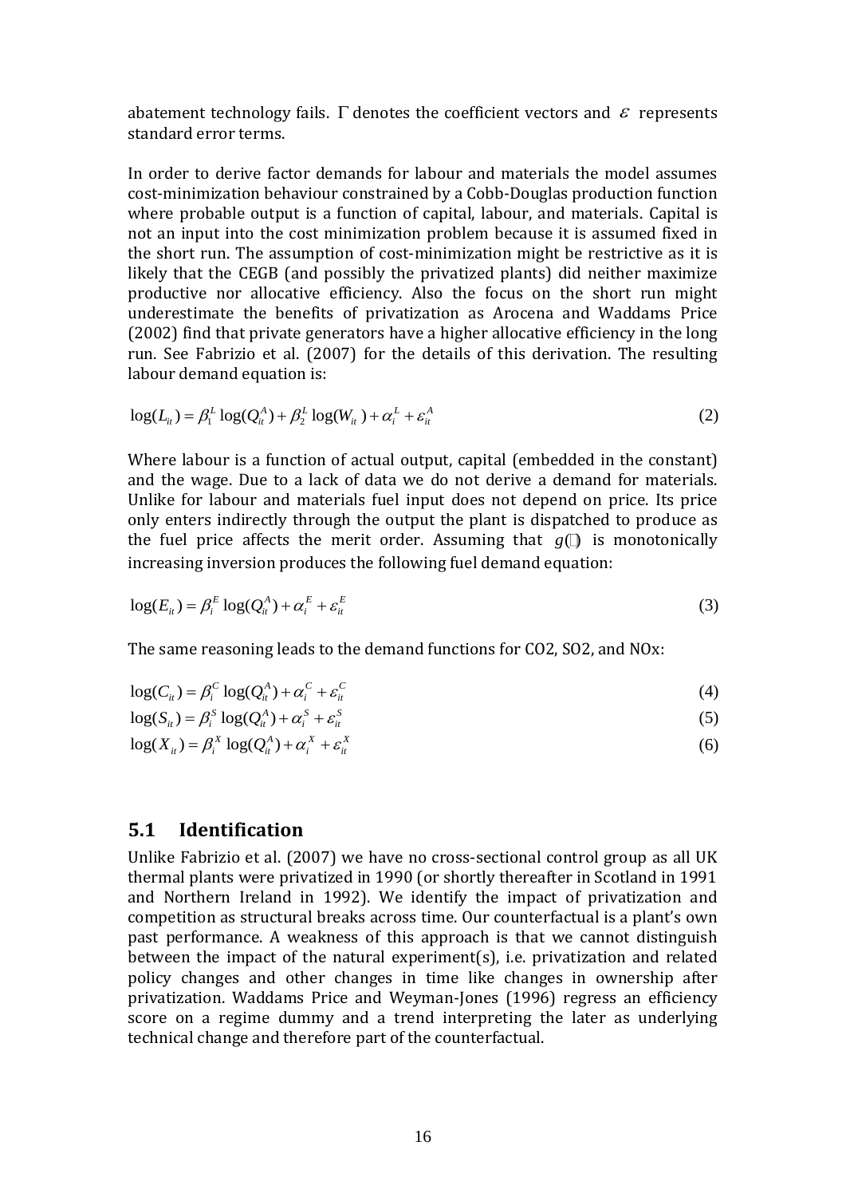abatement technology fails. $\Gamma$ denotes the coefficient vectors and $\varepsilon$ represents standard error terms.

In order to derive factor demands for labour and materials the model assumes cost-minimization behaviour constrained by a Cobb-Douglas production function where probable output is a function of capital, labour, and materials. Capital is not an input into the cost minimization problem because it is assumed fixed in the short run. The assumption of cost-minimization might be restrictive as it is likely that the CEGB (and possibly the privatized plants) did neither maximize productive nor allocative efficiency. Also the focus on the short run might underestimate the benefits of privatization as Arocena and Waddams Price (2002) find that private generators have a higher allocative efficiency in the long run. See Fabrizio et al. (2007) for the details of this derivation. The resulting labour demand equation is:

$$\log(L_{it}) = \beta_1^L \log(Q_{it}^A) + \beta_2^L \log(W_{it}) + \alpha_i^L + \varepsilon_{it}^A \tag{2}$$

Where labour is a function of actual output, capital (embedded in the constant) and the wage. Due to a lack of data we do not derive a demand for materials. Unlike for labour and materials fuel input does not depend on price. Its price only enters indirectly through the output the plant is dispatched to produce as the fuel price affects the merit order. Assuming that $g(\cdot)$ is monotonically increasing inversion produces the following fuel demand equation:

$$\log(E_{it}) = \beta_i^E \log(Q_{it}^A) + \alpha_i^E + \varepsilon_{it}^E \tag{3}$$

The same reasoning leads to the demand functions for CO2, SO2, and NOx:

$$\log(C_{it}) = \beta_i^C \log(Q_{it}^A) + \alpha_i^C + \varepsilon_{it}^C \tag{4}$$

$$\log(S_{it}) = \beta_i^S \log(Q_{it}^A) + \alpha_i^S + \varepsilon_{it}^S \tag{5}$$

$$\log(X_{it}) = \beta_i^X \log(Q_{it}^A) + \alpha_i^X + \varepsilon_{it}^X \tag{6}$$

## 5.1 Identification

Unlike Fabrizio et al. (2007) we have no cross-sectional control group as all UK thermal plants were privatized in 1990 (or shortly thereafter in Scotland in 1991 and Northern Ireland in 1992). We identify the impact of privatization and competition as structural breaks across time. Our counterfactual is a plant's own past performance. A weakness of this approach is that we cannot distinguish between the impact of the natural experiment(s), i.e. privatization and related policy changes and other changes in time like changes in ownership after privatization. Waddams Price and Weyman-Jones (1996) regress an efficiency score on a regime dummy and a trend interpreting the later as underlying technical change and therefore part of the counterfactual.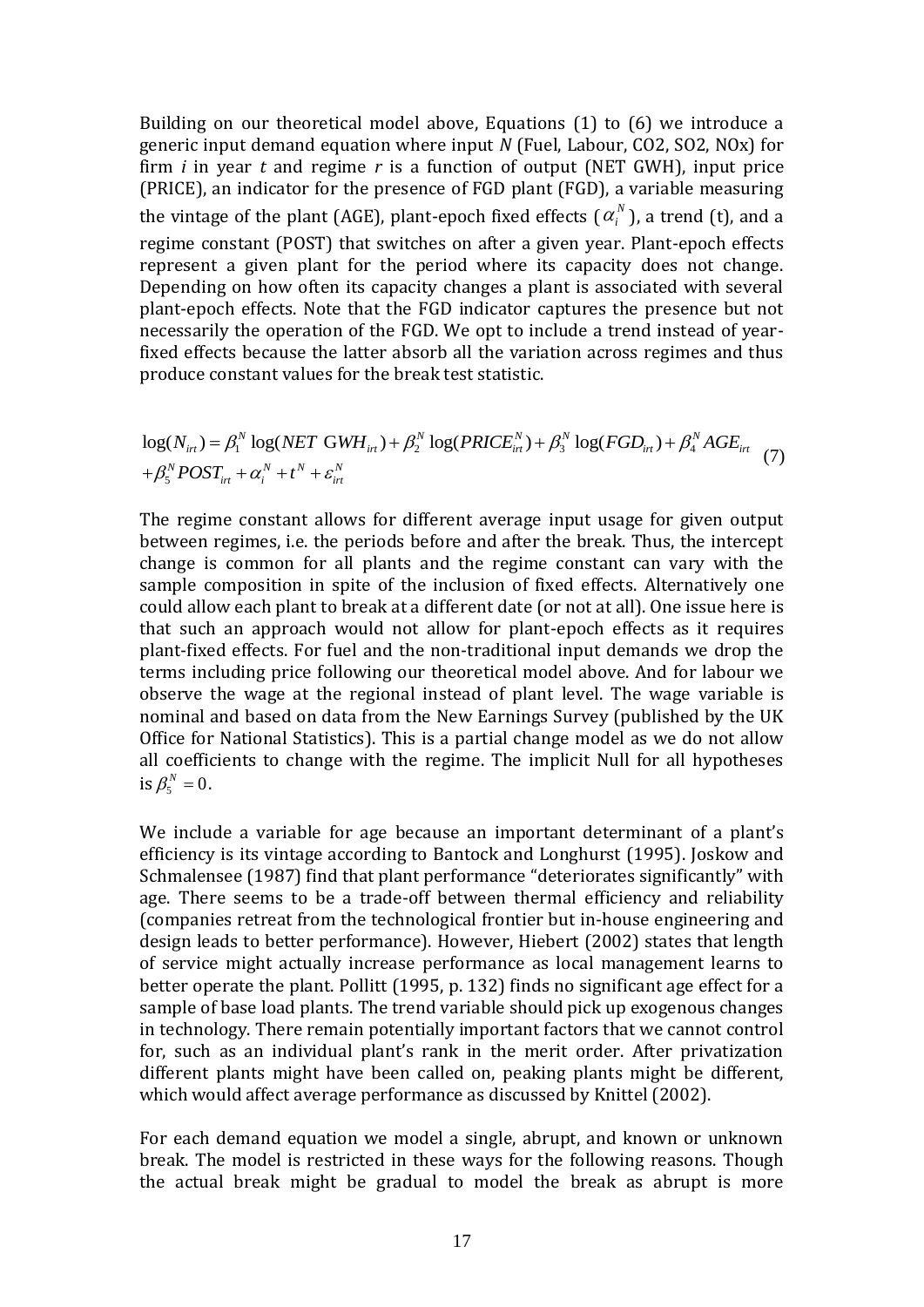Building on our theoretical model above, Equations (1) to (6) we introduce a generic input demand equation where input *N* (Fuel, Labour, CO2, SO2, NOx) for firm *i* in year *t* and regime *r* is a function of output (NET GWH), input price (PRICE), an indicator for the presence of FGD plant (FGD), a variable measuring the vintage of the plant (AGE), plant-epoch fixed effects ($\alpha_i^N$), a trend (t), and a regime constant (POST) that switches on after a given year. Plant-epoch effects represent a given plant for the period where its capacity does not change. Depending on how often its capacity changes a plant is associated with several plant-epoch effects. Note that the FGD indicator captures the presence but not necessarily the operation of the FGD. We opt to include a trend instead of year-fixed effects because the latter absorb all the variation across regimes and thus produce constant values for the break test statistic.

$$\log(N_{irt}) = \beta_1^N \log(NET\ \text{GWH}_{irt}) + \beta_2^N \log(PRICE_{irt}^N) + \beta_3^N \log(FGD_{irt}) + \beta_4^N AGE_{irt} + \beta_5^N POST_{irt} + \alpha_i^N + t^N + \varepsilon_{irt}^N \quad (7)$$

The regime constant allows for different average input usage for given output between regimes, i.e. the periods before and after the break. Thus, the intercept change is common for all plants and the regime constant can vary with the sample composition in spite of the inclusion of fixed effects. Alternatively one could allow each plant to break at a different date (or not at all). One issue here is that such an approach would not allow for plant-epoch effects as it requires plant-fixed effects. For fuel and the non-traditional input demands we drop the terms including price following our theoretical model above. And for labour we observe the wage at the regional instead of plant level. The wage variable is nominal and based on data from the New Earnings Survey (published by the UK Office for National Statistics). This is a partial change model as we do not allow all coefficients to change with the regime. The implicit Null for all hypotheses is $\beta_5^N = 0$.

We include a variable for age because an important determinant of a plant's efficiency is its vintage according to Bantock and Longhurst (1995). Joskow and Schmalensee (1987) find that plant performance "deteriorates significantly" with age. There seems to be a trade-off between thermal efficiency and reliability (companies retreat from the technological frontier but in-house engineering and design leads to better performance). However, Hiebert (2002) states that length of service might actually increase performance as local management learns to better operate the plant. Pollitt (1995, p. 132) finds no significant age effect for a sample of base load plants. The trend variable should pick up exogenous changes in technology. There remain potentially important factors that we cannot control for, such as an individual plant's rank in the merit order. After privatization different plants might have been called on, peaking plants might be different, which would affect average performance as discussed by Knittel (2002).

For each demand equation we model a single, abrupt, and known or unknown break. The model is restricted in these ways for the following reasons. Though the actual break might be gradual to model the break as abrupt is more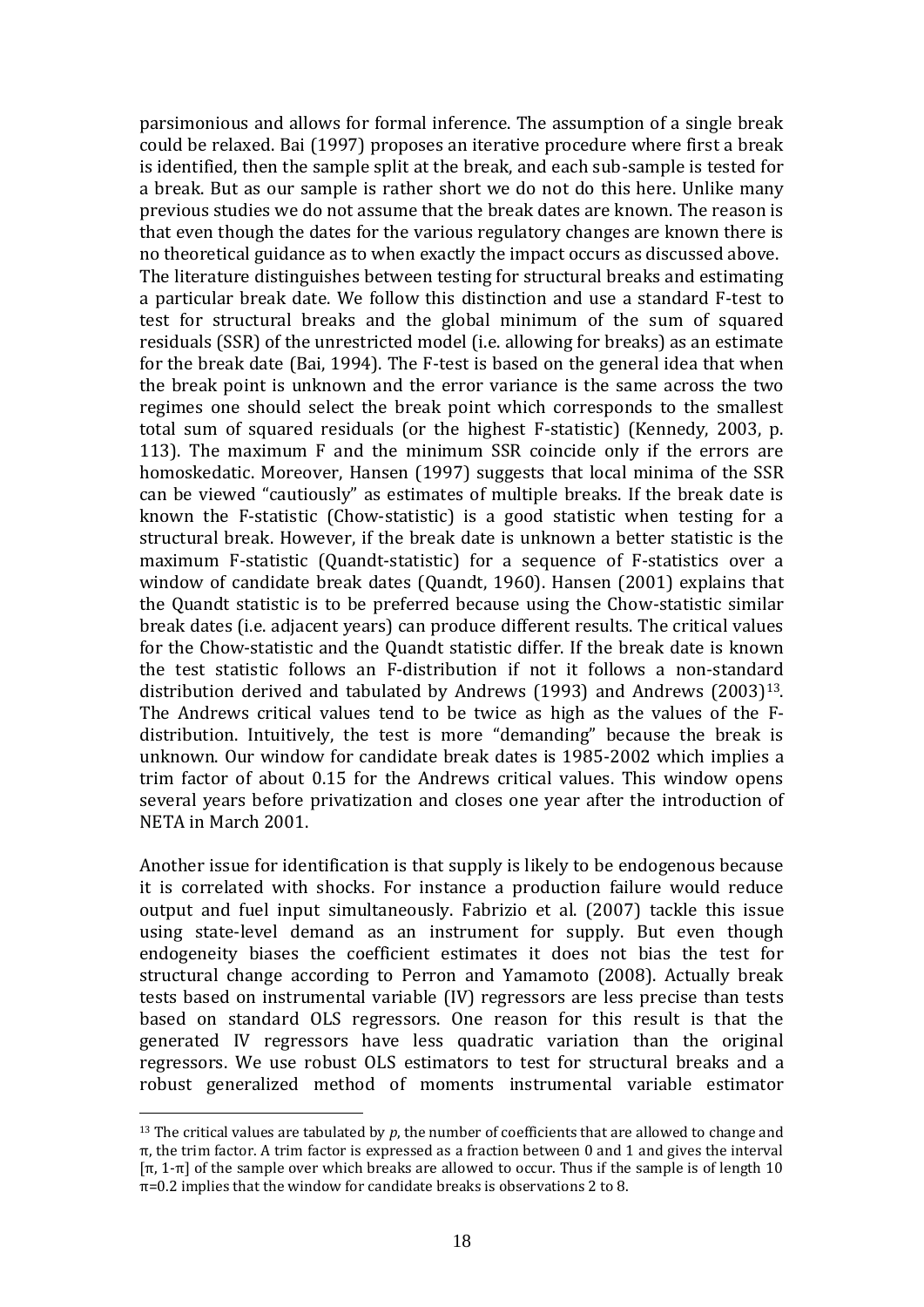parsimonious and allows for formal inference. The assumption of a single break could be relaxed. Bai (1997) proposes an iterative procedure where first a break is identified, then the sample split at the break, and each sub-sample is tested for a break. But as our sample is rather short we do not do this here. Unlike many previous studies we do not assume that the break dates are known. The reason is that even though the dates for the various regulatory changes are known there is no theoretical guidance as to when exactly the impact occurs as discussed above. The literature distinguishes between testing for structural breaks and estimating a particular break date. We follow this distinction and use a standard F-test to test for structural breaks and the global minimum of the sum of squared residuals (SSR) of the unrestricted model (i.e. allowing for breaks) as an estimate for the break date (Bai, 1994). The F-test is based on the general idea that when the break point is unknown and the error variance is the same across the two regimes one should select the break point which corresponds to the smallest total sum of squared residuals (or the highest F-statistic) (Kennedy, 2003, p. 113). The maximum F and the minimum SSR coincide only if the errors are homoskedatic. Moreover, Hansen (1997) suggests that local minima of the SSR can be viewed "cautiously" as estimates of multiple breaks. If the break date is known the F-statistic (Chow-statistic) is a good statistic when testing for a structural break. However, if the break date is unknown a better statistic is the maximum F-statistic (Quandt-statistic) for a sequence of F-statistics over a window of candidate break dates (Quandt, 1960). Hansen (2001) explains that the Quandt statistic is to be preferred because using the Chow-statistic similar break dates (i.e. adjacent years) can produce different results. The critical values for the Chow-statistic and the Quandt statistic differ. If the break date is known the test statistic follows an F-distribution if not it follows a non-standard distribution derived and tabulated by Andrews (1993) and Andrews (2003)[13]. The Andrews critical values tend to be twice as high as the values of the F-distribution. Intuitively, the test is more "demanding" because the break is unknown. Our window for candidate break dates is 1985-2002 which implies a trim factor of about 0.15 for the Andrews critical values. This window opens several years before privatization and closes one year after the introduction of NETA in March 2001.

Another issue for identification is that supply is likely to be endogenous because it is correlated with shocks. For instance a production failure would reduce output and fuel input simultaneously. Fabrizio et al. (2007) tackle this issue using state-level demand as an instrument for supply. But even though endogeneity biases the coefficient estimates it does not bias the test for structural change according to Perron and Yamamoto (2008). Actually break tests based on instrumental variable (IV) regressors are less precise than tests based on standard OLS regressors. One reason for this result is that the generated IV regressors have less quadratic variation than the original regressors. We use robust OLS estimators to test for structural breaks and a robust generalized method of moments instrumental variable estimator

[13] The critical values are tabulated by $p$, the number of coefficients that are allowed to change and $\pi$, the trim factor. A trim factor is expressed as a fraction between 0 and 1 and gives the interval $[\pi, 1\text{-}\pi]$ of the sample over which breaks are allowed to occur. Thus if the sample is of length 10 $\pi$=0.2 implies that the window for candidate breaks is observations 2 to 8.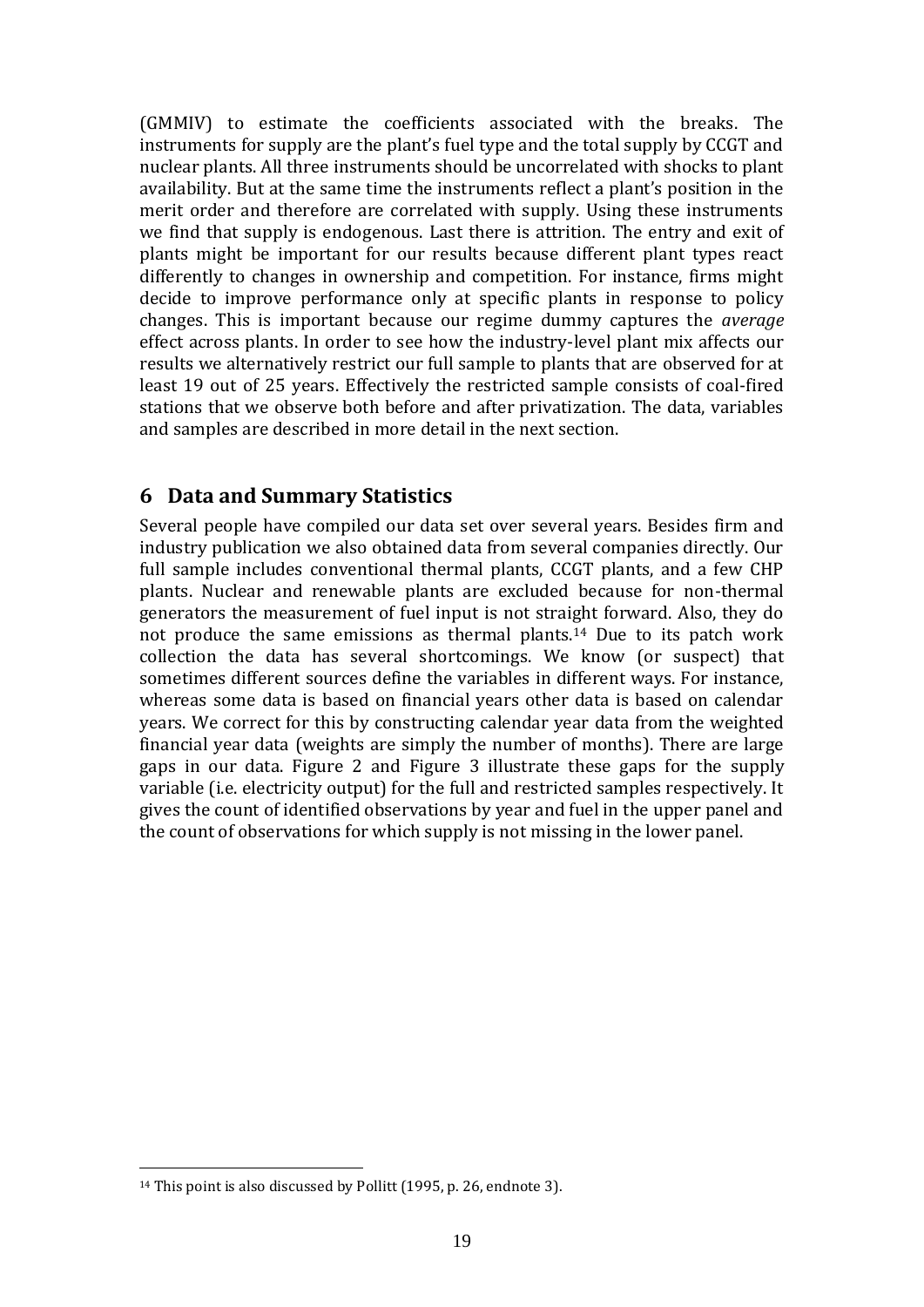(GMMIV) to estimate the coefficients associated with the breaks. The instruments for supply are the plant's fuel type and the total supply by CCGT and nuclear plants. All three instruments should be uncorrelated with shocks to plant availability. But at the same time the instruments reflect a plant's position in the merit order and therefore are correlated with supply. Using these instruments we find that supply is endogenous. Last there is attrition. The entry and exit of plants might be important for our results because different plant types react differently to changes in ownership and competition. For instance, firms might decide to improve performance only at specific plants in response to policy changes. This is important because our regime dummy captures the *average* effect across plants. In order to see how the industry-level plant mix affects our results we alternatively restrict our full sample to plants that are observed for at least 19 out of 25 years. Effectively the restricted sample consists of coal-fired stations that we observe both before and after privatization. The data, variables and samples are described in more detail in the next section.

## 6 Data and Summary Statistics

Several people have compiled our data set over several years. Besides firm and industry publication we also obtained data from several companies directly. Our full sample includes conventional thermal plants, CCGT plants, and a few CHP plants. Nuclear and renewable plants are excluded because for non-thermal generators the measurement of fuel input is not straight forward. Also, they do not produce the same emissions as thermal plants.[14] Due to its patch work collection the data has several shortcomings. We know (or suspect) that sometimes different sources define the variables in different ways. For instance, whereas some data is based on financial years other data is based on calendar years. We correct for this by constructing calendar year data from the weighted financial year data (weights are simply the number of months). There are large gaps in our data. Figure 2 and Figure 3 illustrate these gaps for the supply variable (i.e. electricity output) for the full and restricted samples respectively. It gives the count of identified observations by year and fuel in the upper panel and the count of observations for which supply is not missing in the lower panel.

---

[14] This point is also discussed by Pollitt (1995, p. 26, endnote 3).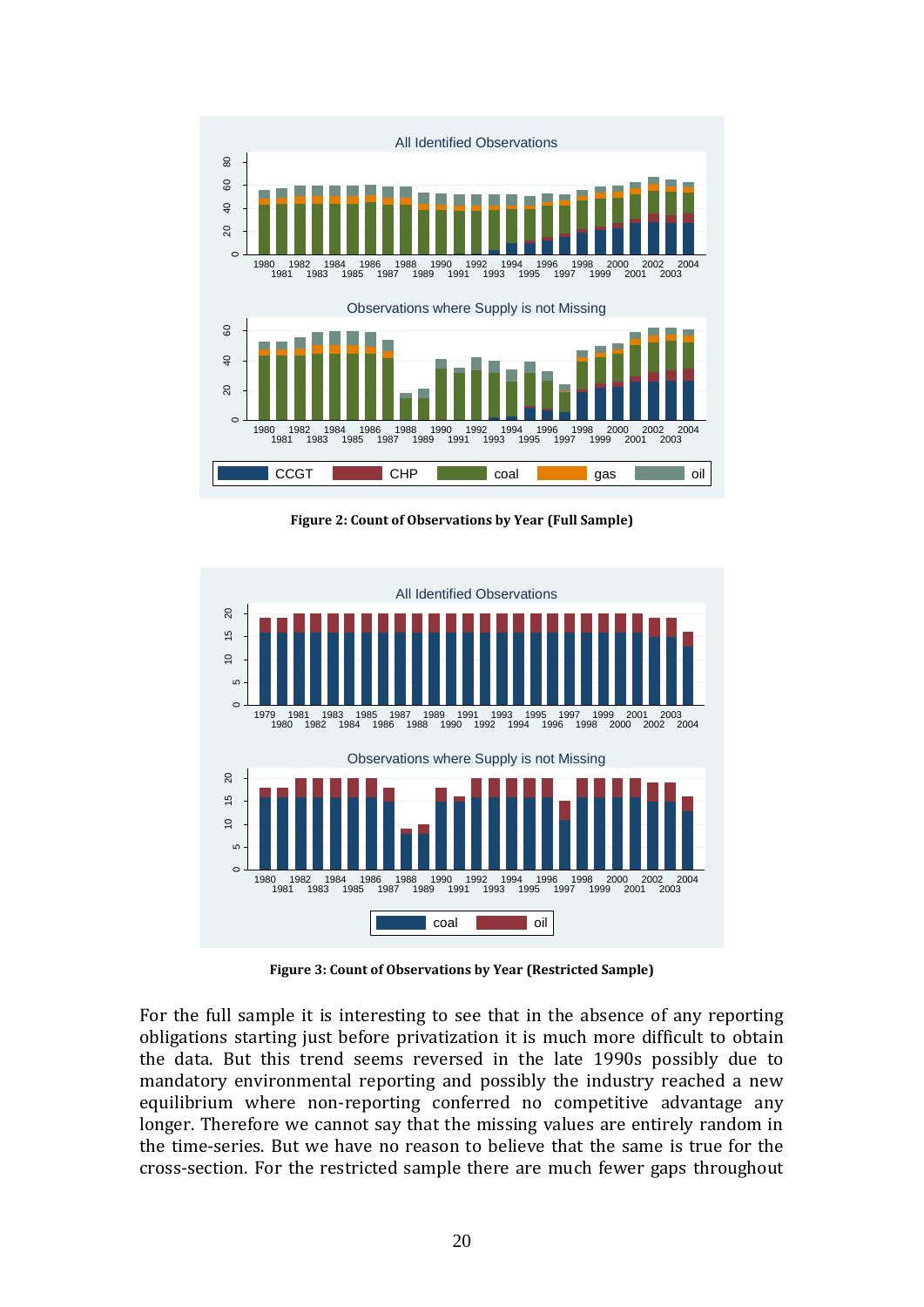**Figure 2: Count of Observations by Year (Full Sample)**

**Figure 3: Count of Observations by Year (Restricted Sample)**

For the full sample it is interesting to see that in the absence of any reporting obligations starting just before privatization it is much more difficult to obtain the data. But this trend seems reversed in the late 1990s possibly due to mandatory environmental reporting and possibly the industry reached a new equilibrium where non-reporting conferred no competitive advantage any longer. Therefore we cannot say that the missing values are entirely random in the time-series. But we have no reason to believe that the same is true for the cross-section. For the restricted sample there are much fewer gaps throughout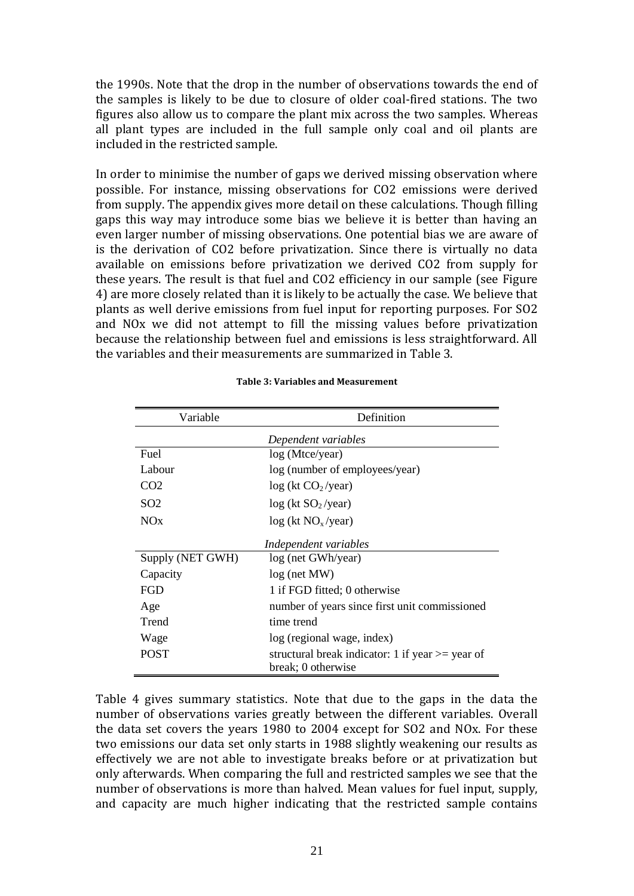the 1990s. Note that the drop in the number of observations towards the end of the samples is likely to be due to closure of older coal-fired stations. The two figures also allow us to compare the plant mix across the two samples. Whereas all plant types are included in the full sample only coal and oil plants are included in the restricted sample.

In order to minimise the number of gaps we derived missing observation where possible. For instance, missing observations for CO2 emissions were derived from supply. The appendix gives more detail on these calculations. Though filling gaps this way may introduce some bias we believe it is better than having an even larger number of missing observations. One potential bias we are aware of is the derivation of CO2 before privatization. Since there is virtually no data available on emissions before privatization we derived CO2 from supply for these years. The result is that fuel and CO2 efficiency in our sample (see Figure 4) are more closely related than it is likely to be actually the case. We believe that plants as well derive emissions from fuel input for reporting purposes. For SO2 and NOx we did not attempt to fill the missing values before privatization because the relationship between fuel and emissions is less straightforward. All the variables and their measurements are summarized in Table 3.

**Table 3: Variables and Measurement**

| Variable | Definition |
|---|---|
| | *Dependent variables* |
| Fuel | log (Mtce/year) |
| Labour | log (number of employees/year) |
| CO2 | log (kt $CO_2$ /year) |
| SO2 | log (kt $SO_2$ /year) |
| NOx | log (kt $NO_x$ /year) |
| | *Independent variables* |
| Supply (NET GWH) | log (net GWh/year) |
| Capacity | log (net MW) |
| FGD | 1 if FGD fitted; 0 otherwise |
| Age | number of years since first unit commissioned |
| Trend | time trend |
| Wage | log (regional wage, index) |
| POST | structural break indicator: 1 if year >= year of break; 0 otherwise |

Table 4 gives summary statistics. Note that due to the gaps in the data the number of observations varies greatly between the different variables. Overall the data set covers the years 1980 to 2004 except for SO2 and NOx. For these two emissions our data set only starts in 1988 slightly weakening our results as effectively we are not able to investigate breaks before or at privatization but only afterwards. When comparing the full and restricted samples we see that the number of observations is more than halved. Mean values for fuel input, supply, and capacity are much higher indicating that the restricted sample contains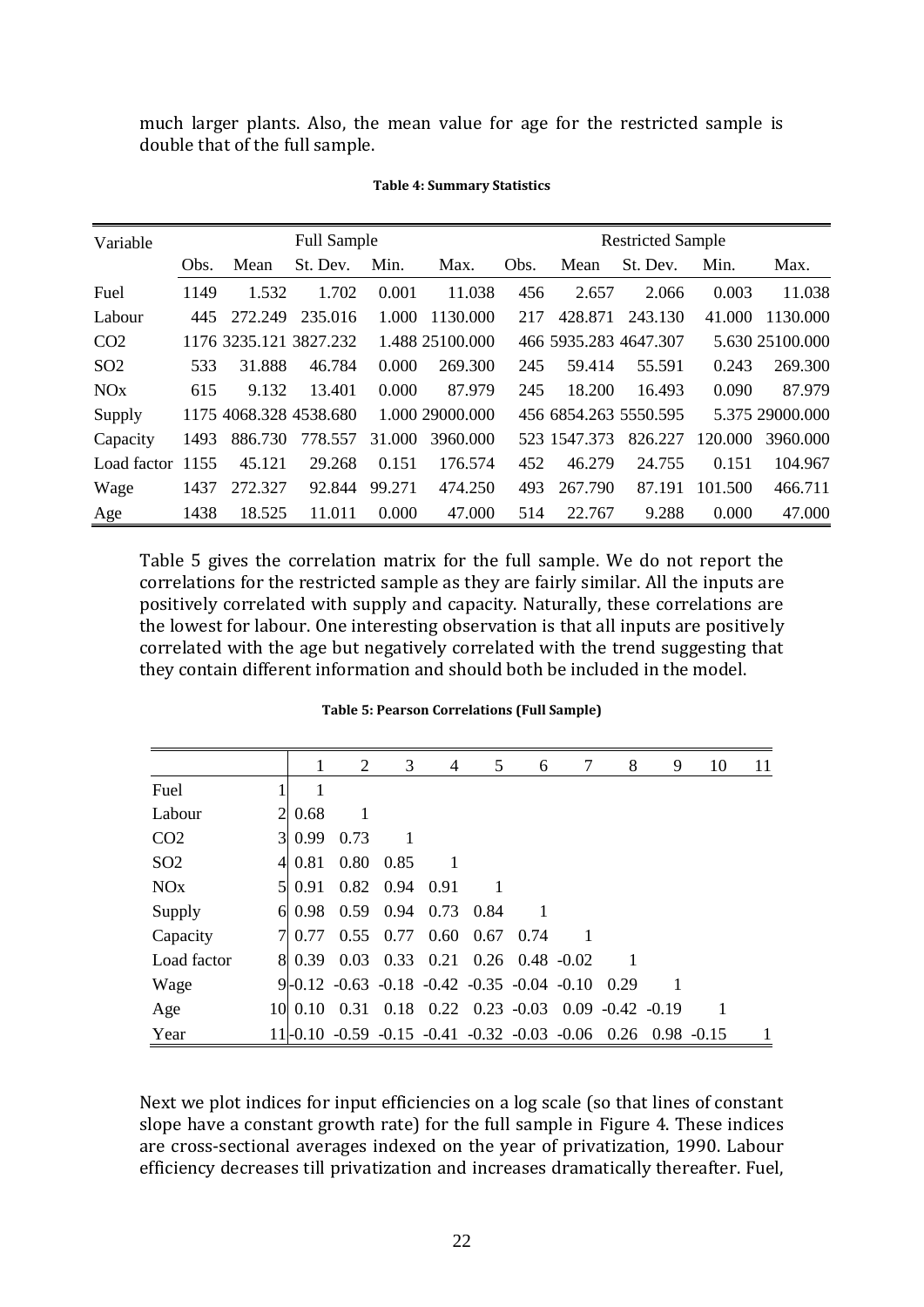much larger plants. Also, the mean value for age for the restricted sample is double that of the full sample.

**Table 4: Summary Statistics**

| Variable | Full Sample | | | | | Restricted Sample | | | | |
|---|---|---|---|---|---|---|---|---|---|---|
| | Obs. | Mean | St. Dev. | Min. | Max. | Obs. | Mean | St. Dev. | Min. | Max. |
| Fuel | 1149 | 1.532 | 1.702 | 0.001 | 11.038 | 456 | 2.657 | 2.066 | 0.003 | 11.038 |
| Labour | 445 | 272.249 | 235.016 | 1.000 | 1130.000 | 217 | 428.871 | 243.130 | 41.000 | 1130.000 |
| CO2 | 1176 | 3235.121 | 3827.232 | 1.488 | 25100.000 | 466 | 5935.283 | 4647.307 | 5.630 | 25100.000 |
| SO2 | 533 | 31.888 | 46.784 | 0.000 | 269.300 | 245 | 59.414 | 55.591 | 0.243 | 269.300 |
| NOx | 615 | 9.132 | 13.401 | 0.000 | 87.979 | 245 | 18.200 | 16.493 | 0.090 | 87.979 |
| Supply | 1175 | 4068.328 | 4538.680 | 1.000 | 29000.000 | 456 | 6854.263 | 5550.595 | 5.375 | 29000.000 |
| Capacity | 1493 | 886.730 | 778.557 | 31.000 | 3960.000 | 523 | 1547.373 | 826.227 | 120.000 | 3960.000 |
| Load factor | 1155 | 45.121 | 29.268 | 0.151 | 176.574 | 452 | 46.279 | 24.755 | 0.151 | 104.967 |
| Wage | 1437 | 272.327 | 92.844 | 99.271 | 474.250 | 493 | 267.790 | 87.191 | 101.500 | 466.711 |
| Age | 1438 | 18.525 | 11.011 | 0.000 | 47.000 | 514 | 22.767 | 9.288 | 0.000 | 47.000 |

Table 5 gives the correlation matrix for the full sample. We do not report the correlations for the restricted sample as they are fairly similar. All the inputs are positively correlated with supply and capacity. Naturally, these correlations are the lowest for labour. One interesting observation is that all inputs are positively correlated with the age but negatively correlated with the trend suggesting that they contain different information and should both be included in the model.

**Table 5: Pearson Correlations (Full Sample)**

| | | 1 | 2 | 3 | 4 | 5 | 6 | 7 | 8 | 9 | 10 | 11 |
|---|---|---|---|---|---|---|---|---|---|---|---|---|
| Fuel | 1 | 1 | | | | | | | | | | |
| Labour | 2 | 0.68 | 1 | | | | | | | | | |
| CO2 | 3 | 0.99 | 0.73 | 1 | | | | | | | | |
| SO2 | 4 | 0.81 | 0.80 | 0.85 | 1 | | | | | | | |
| NOx | 5 | 0.91 | 0.82 | 0.94 | 0.91 | 1 | | | | | | |
| Supply | 6 | 0.98 | 0.59 | 0.94 | 0.73 | 0.84 | 1 | | | | | |
| Capacity | 7 | 0.77 | 0.55 | 0.77 | 0.60 | 0.67 | 0.74 | 1 | | | | |
| Load factor | 8 | 0.39 | 0.03 | 0.33 | 0.21 | 0.26 | 0.48 | -0.02 | 1 | | | |
| Wage | 9 | -0.12 | -0.63 | -0.18 | -0.42 | -0.35 | -0.04 | -0.10 | 0.29 | 1 | | |
| Age | 10 | 0.10 | 0.31 | 0.18 | 0.22 | 0.23 | -0.03 | 0.09 | -0.42 | -0.19 | 1 | |
| Year | 11 | -0.10 | -0.59 | -0.15 | -0.41 | -0.32 | -0.03 | -0.06 | 0.26 | 0.98 | -0.15 | 1 |

Next we plot indices for input efficiencies on a log scale (so that lines of constant slope have a constant growth rate) for the full sample in Figure 4. These indices are cross-sectional averages indexed on the year of privatization, 1990. Labour efficiency decreases till privatization and increases dramatically thereafter. Fuel,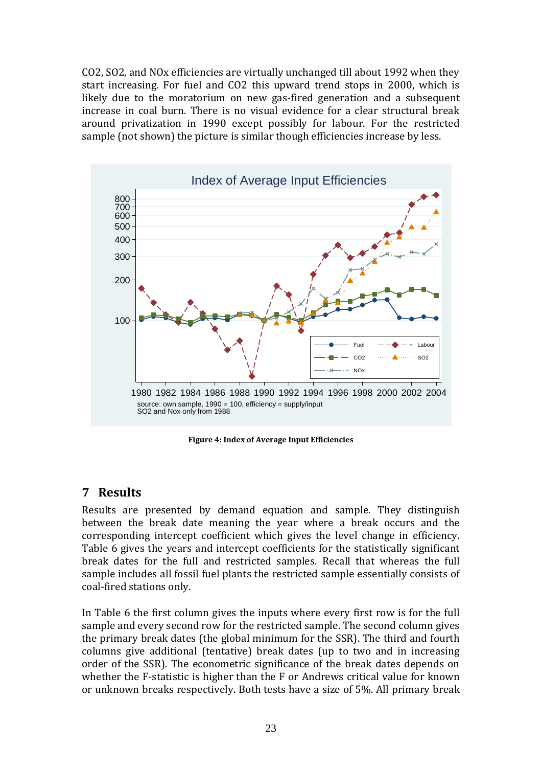CO2, SO2, and NOx efficiencies are virtually unchanged till about 1992 when they start increasing. For fuel and CO2 this upward trend stops in 2000, which is likely due to the moratorium on new gas-fired generation and a subsequent increase in coal burn. There is no visual evidence for a clear structural break around privatization in 1990 except possibly for labour. For the restricted sample (not shown) the picture is similar though efficiencies increase by less.

**Figure 4: Index of Average Input Efficiencies**

## 7 Results

Results are presented by demand equation and sample. They distinguish between the break date meaning the year where a break occurs and the corresponding intercept coefficient which gives the level change in efficiency. Table 6 gives the years and intercept coefficients for the statistically significant break dates for the full and restricted samples. Recall that whereas the full sample includes all fossil fuel plants the restricted sample essentially consists of coal-fired stations only.

In Table 6 the first column gives the inputs where every first row is for the full sample and every second row for the restricted sample. The second column gives the primary break dates (the global minimum for the SSR). The third and fourth columns give additional (tentative) break dates (up to two and in increasing order of the SSR). The econometric significance of the break dates depends on whether the F-statistic is higher than the F or Andrews critical value for known or unknown breaks respectively. Both tests have a size of 5%. All primary break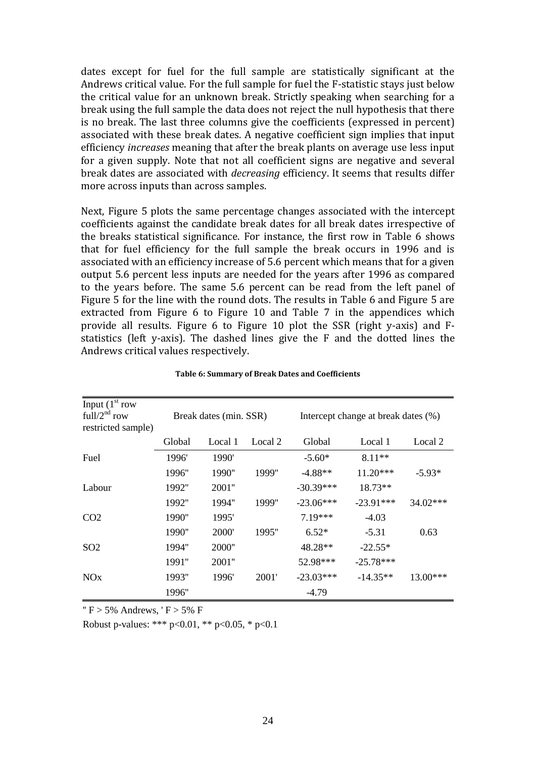dates except for fuel for the full sample are statistically significant at the Andrews critical value. For the full sample for fuel the F-statistic stays just below the critical value for an unknown break. Strictly speaking when searching for a break using the full sample the data does not reject the null hypothesis that there is no break. The last three columns give the coefficients (expressed in percent) associated with these break dates. A negative coefficient sign implies that input efficiency *increases* meaning that after the break plants on average use less input for a given supply. Note that not all coefficient signs are negative and several break dates are associated with *decreasing* efficiency. It seems that results differ more across inputs than across samples.

Next, Figure 5 plots the same percentage changes associated with the intercept coefficients against the candidate break dates for all break dates irrespective of the breaks statistical significance. For instance, the first row in Table 6 shows that for fuel efficiency for the full sample the break occurs in 1996 and is associated with an efficiency increase of 5.6 percent which means that for a given output 5.6 percent less inputs are needed for the years after 1996 as compared to the years before. The same 5.6 percent can be read from the left panel of Figure 5 for the line with the round dots. The results in Table 6 and Figure 5 are extracted from Figure 6 to Figure 10 and Table 7 in the appendices which provide all results. Figure 6 to Figure 10 plot the SSR (right y-axis) and F-statistics (left y-axis). The dashed lines give the F and the dotted lines the Andrews critical values respectively.

**Table 6: Summary of Break Dates and Coefficients**

| Input (1st row full/2nd row restricted sample) | Break dates (min. SSR) | | | Intercept change at break dates (%) | | |
|---|---|---|---|---|---|---|
| | Global | Local 1 | Local 2 | Global | Local 1 | Local 2 |
| Fuel | 1996' | 1990' | | -5.60* | 8.11** | |
| | 1996" | 1990" | 1999" | -4.88** | 11.20*** | -5.93* |
| Labour | 1992" | 2001" | | -30.39*** | 18.73** | |
| | 1992" | 1994" | 1999" | -23.06*** | -23.91*** | 34.02*** |
| $CO_2$ | 1990" | 1995' | | 7.19*** | -4.03 | |
| | 1990" | 2000' | 1995" | 6.52* | -5.31 | 0.63 |
| $SO_2$ | 1994" | 2000" | | 48.28** | -22.55* | |
| | 1991" | 2001" | | 52.98*** | -25.78*** | |
| $NO_x$ | 1993" | 1996' | 2001' | -23.03*** | -14.35** | 13.00*** |
| | 1996" | | | -4.79 | | |

" F > 5% Andrews, ' F > 5% F

Robust p-values: *** p<0.01, ** p<0.05, * p<0.1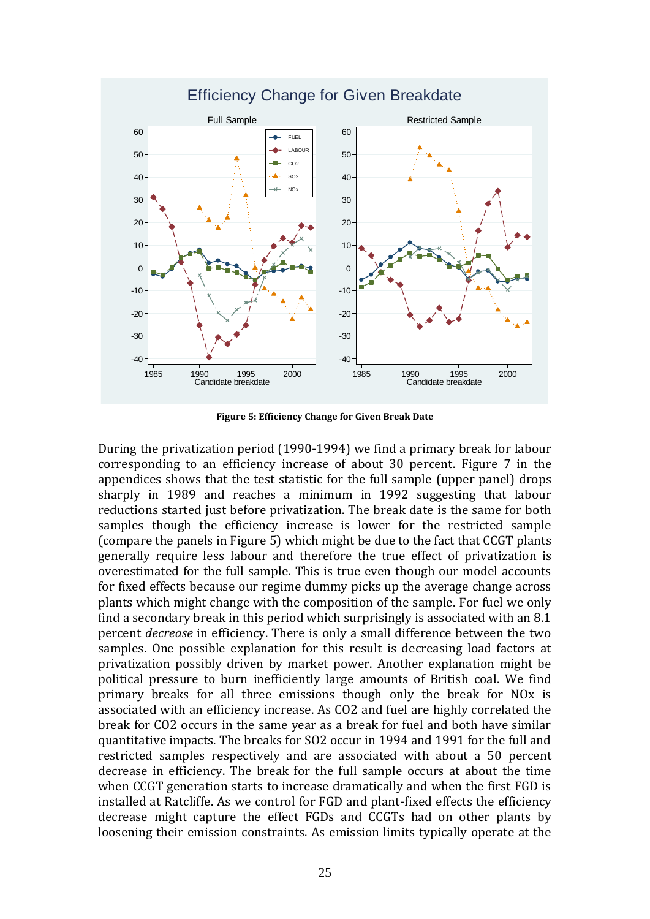**Figure 5: Efficiency Change for Given Break Date**

During the privatization period (1990-1994) we find a primary break for labour corresponding to an efficiency increase of about 30 percent. Figure 7 in the appendices shows that the test statistic for the full sample (upper panel) drops sharply in 1989 and reaches a minimum in 1992 suggesting that labour reductions started just before privatization. The break date is the same for both samples though the efficiency increase is lower for the restricted sample (compare the panels in Figure 5) which might be due to the fact that CCGT plants generally require less labour and therefore the true effect of privatization is overestimated for the full sample. This is true even though our model accounts for fixed effects because our regime dummy picks up the average change across plants which might change with the composition of the sample. For fuel we only find a secondary break in this period which surprisingly is associated with an 8.1 percent *decrease* in efficiency. There is only a small difference between the two samples. One possible explanation for this result is decreasing load factors at privatization possibly driven by market power. Another explanation might be political pressure to burn inefficiently large amounts of British coal. We find primary breaks for all three emissions though only the break for NOx is associated with an efficiency increase. As CO2 and fuel are highly correlated the break for CO2 occurs in the same year as a break for fuel and both have similar quantitative impacts. The breaks for SO2 occur in 1994 and 1991 for the full and restricted samples respectively and are associated with about a 50 percent decrease in efficiency. The break for the full sample occurs at about the time when CCGT generation starts to increase dramatically and when the first FGD is installed at Ratcliffe. As we control for FGD and plant-fixed effects the efficiency decrease might capture the effect FGDs and CCGTs had on other plants by loosening their emission constraints. As emission limits typically operate at the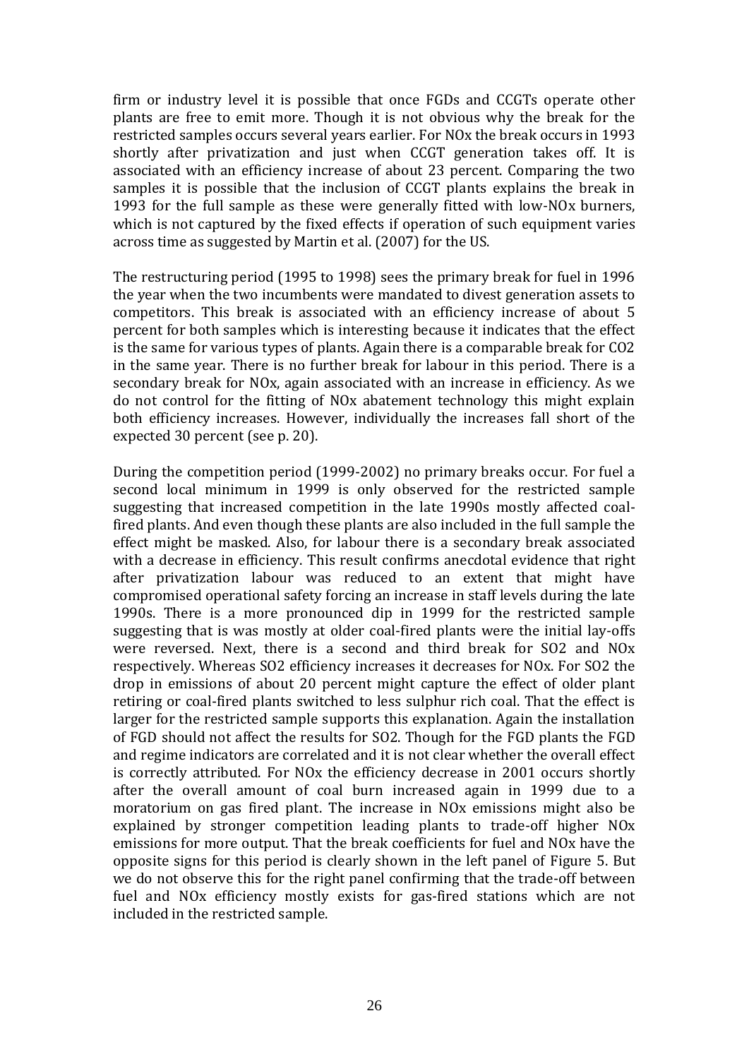firm or industry level it is possible that once FGDs and CCGTs operate other plants are free to emit more. Though it is not obvious why the break for the restricted samples occurs several years earlier. For NOx the break occurs in 1993 shortly after privatization and just when CCGT generation takes off. It is associated with an efficiency increase of about 23 percent. Comparing the two samples it is possible that the inclusion of CCGT plants explains the break in 1993 for the full sample as these were generally fitted with low-NOx burners, which is not captured by the fixed effects if operation of such equipment varies across time as suggested by Martin et al. (2007) for the US.

The restructuring period (1995 to 1998) sees the primary break for fuel in 1996 the year when the two incumbents were mandated to divest generation assets to competitors. This break is associated with an efficiency increase of about 5 percent for both samples which is interesting because it indicates that the effect is the same for various types of plants. Again there is a comparable break for CO2 in the same year. There is no further break for labour in this period. There is a secondary break for NOx, again associated with an increase in efficiency. As we do not control for the fitting of NOx abatement technology this might explain both efficiency increases. However, individually the increases fall short of the expected 30 percent (see p. 20).

During the competition period (1999-2002) no primary breaks occur. For fuel a second local minimum in 1999 is only observed for the restricted sample suggesting that increased competition in the late 1990s mostly affected coal-fired plants. And even though these plants are also included in the full sample the effect might be masked. Also, for labour there is a secondary break associated with a decrease in efficiency. This result confirms anecdotal evidence that right after privatization labour was reduced to an extent that might have compromised operational safety forcing an increase in staff levels during the late 1990s. There is a more pronounced dip in 1999 for the restricted sample suggesting that is was mostly at older coal-fired plants were the initial lay-offs were reversed. Next, there is a second and third break for SO2 and NOx respectively. Whereas SO2 efficiency increases it decreases for NOx. For SO2 the drop in emissions of about 20 percent might capture the effect of older plant retiring or coal-fired plants switched to less sulphur rich coal. That the effect is larger for the restricted sample supports this explanation. Again the installation of FGD should not affect the results for SO2. Though for the FGD plants the FGD and regime indicators are correlated and it is not clear whether the overall effect is correctly attributed. For NOx the efficiency decrease in 2001 occurs shortly after the overall amount of coal burn increased again in 1999 due to a moratorium on gas fired plant. The increase in NOx emissions might also be explained by stronger competition leading plants to trade-off higher NOx emissions for more output. That the break coefficients for fuel and NOx have the opposite signs for this period is clearly shown in the left panel of Figure 5. But we do not observe this for the right panel confirming that the trade-off between fuel and NOx efficiency mostly exists for gas-fired stations which are not included in the restricted sample.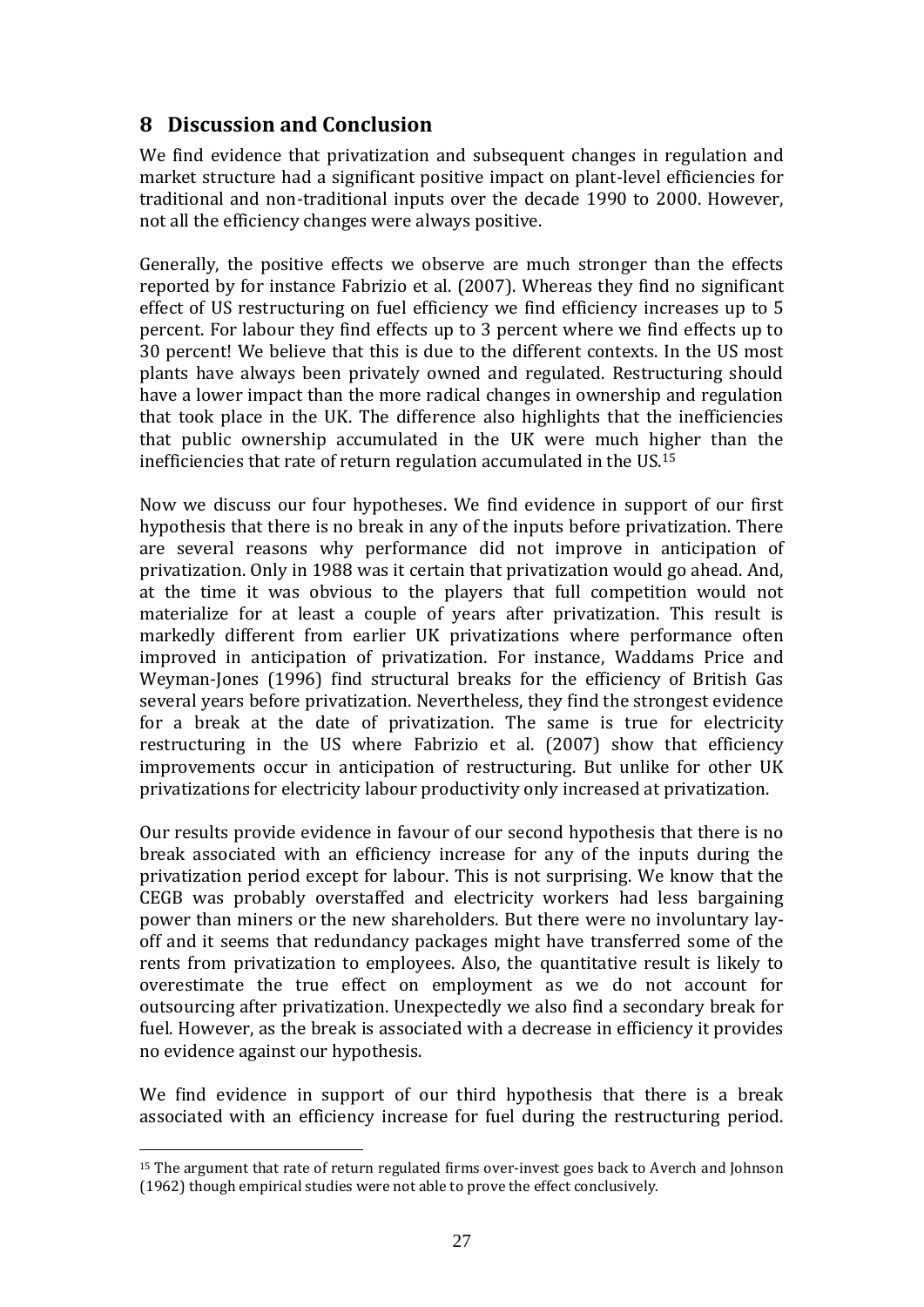## 8 Discussion and Conclusion

We find evidence that privatization and subsequent changes in regulation and market structure had a significant positive impact on plant-level efficiencies for traditional and non-traditional inputs over the decade 1990 to 2000. However, not all the efficiency changes were always positive.

Generally, the positive effects we observe are much stronger than the effects reported by for instance Fabrizio et al. (2007). Whereas they find no significant effect of US restructuring on fuel efficiency we find efficiency increases up to 5 percent. For labour they find effects up to 3 percent where we find effects up to 30 percent! We believe that this is due to the different contexts. In the US most plants have always been privately owned and regulated. Restructuring should have a lower impact than the more radical changes in ownership and regulation that took place in the UK. The difference also highlights that the inefficiencies that public ownership accumulated in the UK were much higher than the inefficiencies that rate of return regulation accumulated in the US.[15]

Now we discuss our four hypotheses. We find evidence in support of our first hypothesis that there is no break in any of the inputs before privatization. There are several reasons why performance did not improve in anticipation of privatization. Only in 1988 was it certain that privatization would go ahead. And, at the time it was obvious to the players that full competition would not materialize for at least a couple of years after privatization. This result is markedly different from earlier UK privatizations where performance often improved in anticipation of privatization. For instance, Waddams Price and Weyman-Jones (1996) find structural breaks for the efficiency of British Gas several years before privatization. Nevertheless, they find the strongest evidence for a break at the date of privatization. The same is true for electricity restructuring in the US where Fabrizio et al. (2007) show that efficiency improvements occur in anticipation of restructuring. But unlike for other UK privatizations for electricity labour productivity only increased at privatization.

Our results provide evidence in favour of our second hypothesis that there is no break associated with an efficiency increase for any of the inputs during the privatization period except for labour. This is not surprising. We know that the CEGB was probably overstaffed and electricity workers had less bargaining power than miners or the new shareholders. But there were no involuntary lay-off and it seems that redundancy packages might have transferred some of the rents from privatization to employees. Also, the quantitative result is likely to overestimate the true effect on employment as we do not account for outsourcing after privatization. Unexpectedly we also find a secondary break for fuel. However, as the break is associated with a decrease in efficiency it provides no evidence against our hypothesis.

We find evidence in support of our third hypothesis that there is a break associated with an efficiency increase for fuel during the restructuring period.

[15] The argument that rate of return regulated firms over-invest goes back to Averch and Johnson (1962) though empirical studies were not able to prove the effect conclusively.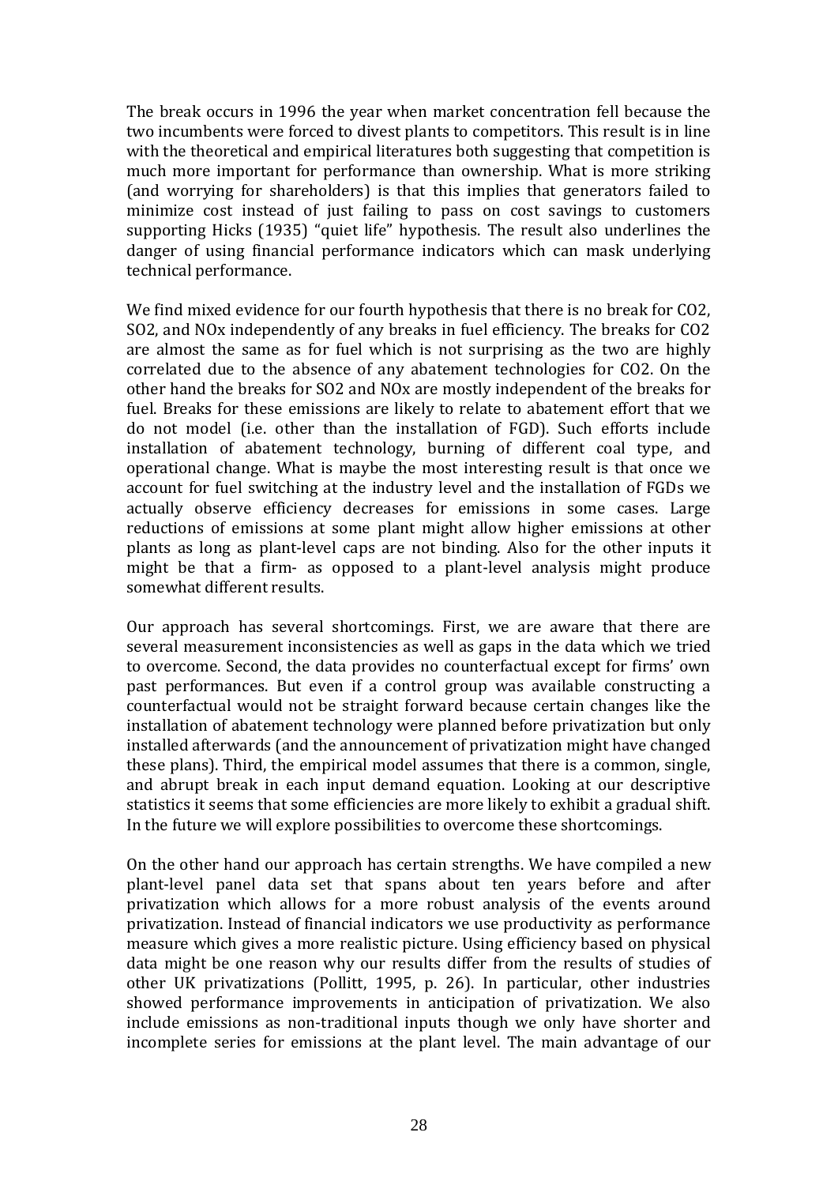The break occurs in 1996 the year when market concentration fell because the two incumbents were forced to divest plants to competitors. This result is in line with the theoretical and empirical literatures both suggesting that competition is much more important for performance than ownership. What is more striking (and worrying for shareholders) is that this implies that generators failed to minimize cost instead of just failing to pass on cost savings to customers supporting Hicks (1935) "quiet life" hypothesis. The result also underlines the danger of using financial performance indicators which can mask underlying technical performance.

We find mixed evidence for our fourth hypothesis that there is no break for $CO_2$, $SO_2$, and $NO_x$ independently of any breaks in fuel efficiency. The breaks for $CO_2$ are almost the same as for fuel which is not surprising as the two are highly correlated due to the absence of any abatement technologies for $CO_2$. On the other hand the breaks for $SO_2$ and $NO_x$ are mostly independent of the breaks for fuel. Breaks for these emissions are likely to relate to abatement effort that we do not model (i.e. other than the installation of FGD). Such efforts include installation of abatement technology, burning of different coal type, and operational change. What is maybe the most interesting result is that once we account for fuel switching at the industry level and the installation of FGDs we actually observe efficiency decreases for emissions in some cases. Large reductions of emissions at some plant might allow higher emissions at other plants as long as plant-level caps are not binding. Also for the other inputs it might be that a firm- as opposed to a plant-level analysis might produce somewhat different results.

Our approach has several shortcomings. First, we are aware that there are several measurement inconsistencies as well as gaps in the data which we tried to overcome. Second, the data provides no counterfactual except for firms' own past performances. But even if a control group was available constructing a counterfactual would not be straight forward because certain changes like the installation of abatement technology were planned before privatization but only installed afterwards (and the announcement of privatization might have changed these plans). Third, the empirical model assumes that there is a common, single, and abrupt break in each input demand equation. Looking at our descriptive statistics it seems that some efficiencies are more likely to exhibit a gradual shift. In the future we will explore possibilities to overcome these shortcomings.

On the other hand our approach has certain strengths. We have compiled a new plant-level panel data set that spans about ten years before and after privatization which allows for a more robust analysis of the events around privatization. Instead of financial indicators we use productivity as performance measure which gives a more realistic picture. Using efficiency based on physical data might be one reason why our results differ from the results of studies of other UK privatizations (Pollitt, 1995, p. 26). In particular, other industries showed performance improvements in anticipation of privatization. We also include emissions as non-traditional inputs though we only have shorter and incomplete series for emissions at the plant level. The main advantage of our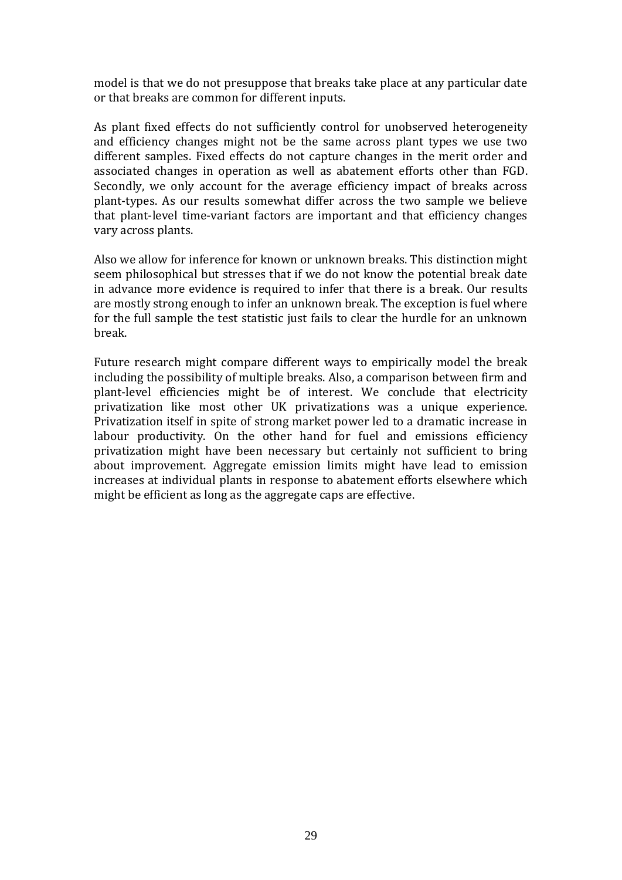model is that we do not presuppose that breaks take place at any particular date or that breaks are common for different inputs.

As plant fixed effects do not sufficiently control for unobserved heterogeneity and efficiency changes might not be the same across plant types we use two different samples. Fixed effects do not capture changes in the merit order and associated changes in operation as well as abatement efforts other than FGD. Secondly, we only account for the average efficiency impact of breaks across plant-types. As our results somewhat differ across the two sample we believe that plant-level time-variant factors are important and that efficiency changes vary across plants.

Also we allow for inference for known or unknown breaks. This distinction might seem philosophical but stresses that if we do not know the potential break date in advance more evidence is required to infer that there is a break. Our results are mostly strong enough to infer an unknown break. The exception is fuel where for the full sample the test statistic just fails to clear the hurdle for an unknown break.

Future research might compare different ways to empirically model the break including the possibility of multiple breaks. Also, a comparison between firm and plant-level efficiencies might be of interest. We conclude that electricity privatization like most other UK privatizations was a unique experience. Privatization itself in spite of strong market power led to a dramatic increase in labour productivity. On the other hand for fuel and emissions efficiency privatization might have been necessary but certainly not sufficient to bring about improvement. Aggregate emission limits might have lead to emission increases at individual plants in response to abatement efforts elsewhere which might be efficient as long as the aggregate caps are effective.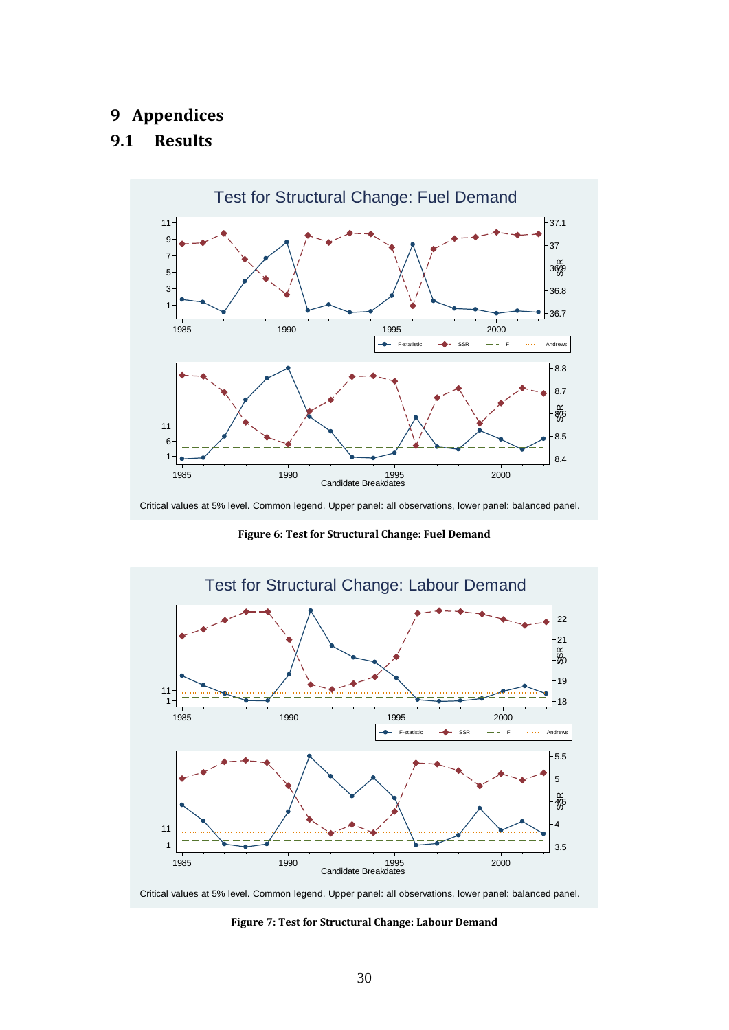# 9 Appendices

## 9.1 Results

Figure 6: Test for Structural Change: Fuel Demand

Figure 7: Test for Structural Change: Labour Demand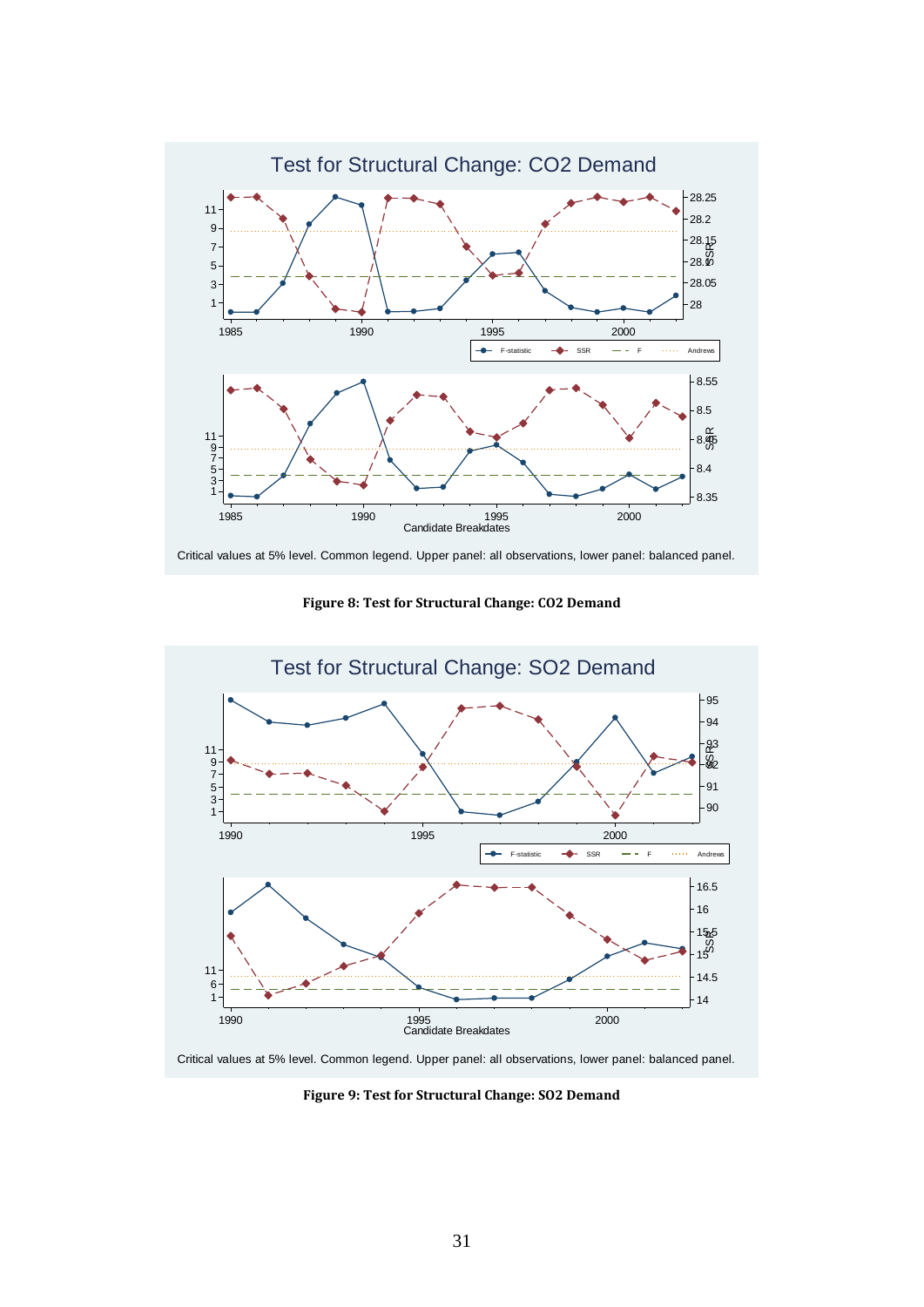Test for Structural Change: CO2 Demand

Critical values at 5% level. Common legend. Upper panel: all observations, lower panel: balanced panel.

**Figure 8: Test for Structural Change: CO2 Demand**

Test for Structural Change: SO2 Demand

Critical values at 5% level. Common legend. Upper panel: all observations, lower panel: balanced panel.

**Figure 9: Test for Structural Change: SO2 Demand**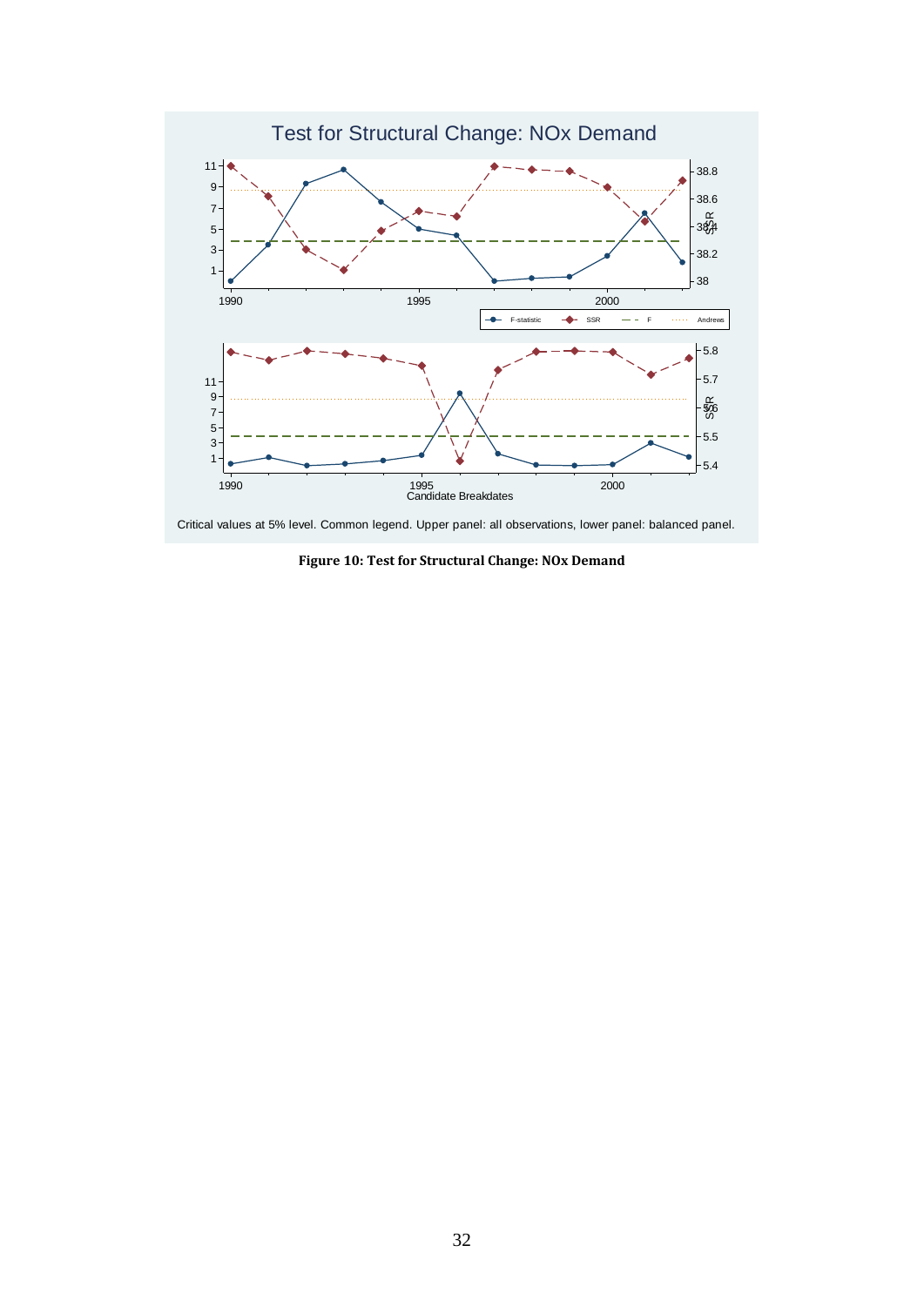Test for Structural Change: NOx Demand

Critical values at 5% level. Common legend. Upper panel: all observations, lower panel: balanced panel.

**Figure 10: Test for Structural Change: NOx Demand**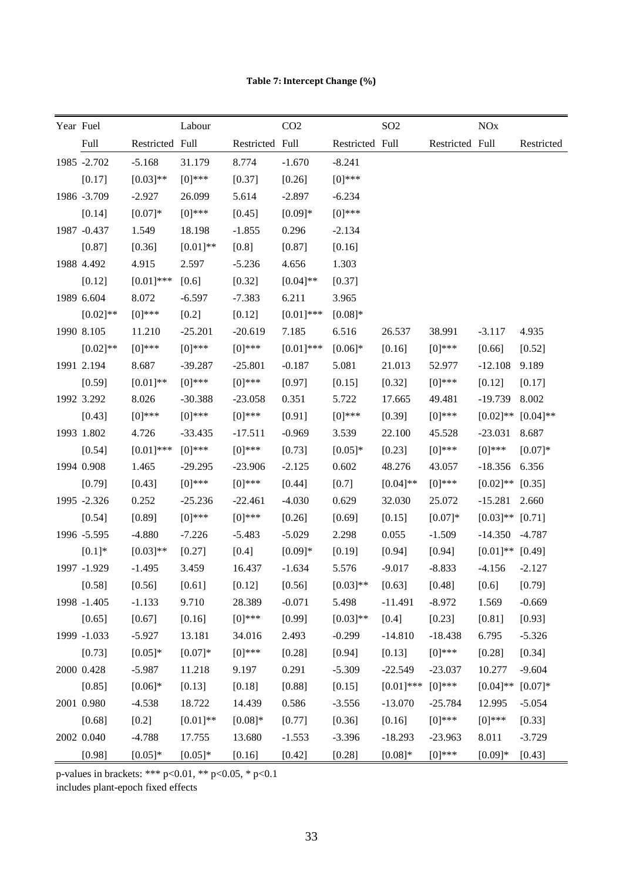**Table 7: Intercept Change (%)**

| Year | Fuel | | Labour | | CO2 | | SO2 | | NOx | |
|---|---|---|---|---|---|---|---|---|---|---|
| | Full | Restricted | Full | Restricted | Full | Restricted | Full | Restricted | Full | Restricted |
| 1985 | -2.702 | -5.168 | 31.179 | 8.774 | -1.670 | -8.241 | | | | |
| | [0.17] | [0.03]** | [0]*** | [0.37] | [0.26] | [0]*** | | | | |
| 1986 | -3.709 | -2.927 | 26.099 | 5.614 | -2.897 | -6.234 | | | | |
| | [0.14] | [0.07]* | [0]*** | [0.45] | [0.09]* | [0]*** | | | | |
| 1987 | -0.437 | 1.549 | 18.198 | -1.855 | 0.296 | -2.134 | | | | |
| | [0.87] | [0.36] | [0.01]** | [0.8] | [0.87] | [0.16] | | | | |
| 1988 | 4.492 | 4.915 | 2.597 | -5.236 | 4.656 | 1.303 | | | | |
| | [0.12] | [0.01]*** | [0.6] | [0.32] | [0.04]** | [0.37] | | | | |
| 1989 | 6.604 | 8.072 | -6.597 | -7.383 | 6.211 | 3.965 | | | | |
| | [0.02]** | [0]*** | [0.2] | [0.12] | [0.01]*** | [0.08]* | | | | |
| 1990 | 8.105 | 11.210 | -25.201 | -20.619 | 7.185 | 6.516 | 26.537 | 38.991 | -3.117 | 4.935 |
| | [0.02]** | [0]*** | [0]*** | [0]*** | [0.01]*** | [0.06]* | [0.16] | [0]*** | [0.66] | [0.52] |
| 1991 | 2.194 | 8.687 | -39.287 | -25.801 | -0.187 | 5.081 | 21.013 | 52.977 | -12.108 | 9.189 |
| | [0.59] | [0.01]** | [0]*** | [0]*** | [0.97] | [0.15] | [0.32] | [0]*** | [0.12] | [0.17] |
| 1992 | 3.292 | 8.026 | -30.388 | -23.058 | 0.351 | 5.722 | 17.665 | 49.481 | -19.739 | 8.002 |
| | [0.43] | [0]*** | [0]*** | [0]*** | [0.91] | [0]*** | [0.39] | [0]*** | [0.02]** | [0.04]** |
| 1993 | 1.802 | 4.726 | -33.435 | -17.511 | -0.969 | 3.539 | 22.100 | 45.528 | -23.031 | 8.687 |
| | [0.54] | [0.01]*** | [0]*** | [0]*** | [0.73] | [0.05]* | [0.23] | [0]*** | [0]*** | [0.07]* |
| 1994 | 0.908 | 1.465 | -29.295 | -23.906 | -2.125 | 0.602 | 48.276 | 43.057 | -18.356 | 6.356 |
| | [0.79] | [0.43] | [0]*** | [0]*** | [0.44] | [0.7] | [0.04]** | [0]*** | [0.02]** | [0.35] |
| 1995 | -2.326 | 0.252 | -25.236 | -22.461 | -4.030 | 0.629 | 32.030 | 25.072 | -15.281 | 2.660 |
| | [0.54] | [0.89] | [0]*** | [0]*** | [0.26] | [0.69] | [0.15] | [0.07]* | [0.03]** | [0.71] |
| 1996 | -5.595 | -4.880 | -7.226 | -5.483 | -5.029 | 2.298 | 0.055 | -1.509 | -14.350 | -4.787 |
| | [0.1]* | [0.03]** | [0.27] | [0.4] | [0.09]* | [0.19] | [0.94] | [0.94] | [0.01]** | [0.49] |
| 1997 | -1.929 | -1.495 | 3.459 | 16.437 | -1.634 | 5.576 | -9.017 | -8.833 | -4.156 | -2.127 |
| | [0.58] | [0.56] | [0.61] | [0.12] | [0.56] | [0.03]** | [0.63] | [0.48] | [0.6] | [0.79] |
| 1998 | -1.405 | -1.133 | 9.710 | 28.389 | -0.071 | 5.498 | -11.491 | -8.972 | 1.569 | -0.669 |
| | [0.65] | [0.67] | [0.16] | [0]*** | [0.99] | [0.03]** | [0.4] | [0.23] | [0.81] | [0.93] |
| 1999 | -1.033 | -5.927 | 13.181 | 34.016 | 2.493 | -0.299 | -14.810 | -18.438 | 6.795 | -5.326 |
| | [0.73] | [0.05]* | [0.07]* | [0]*** | [0.28] | [0.94] | [0.13] | [0]*** | [0.28] | [0.34] |
| 2000 | 0.428 | -5.987 | 11.218 | 9.197 | 0.291 | -5.309 | -22.549 | -23.037 | 10.277 | -9.604 |
| | [0.85] | [0.06]* | [0.13] | [0.18] | [0.88] | [0.15] | [0.01]*** | [0]*** | [0.04]** | [0.07]* |
| 2001 | 0.980 | -4.538 | 18.722 | 14.439 | 0.586 | -3.556 | -13.070 | -25.784 | 12.995 | -5.054 |
| | [0.68] | [0.2] | [0.01]** | [0.08]* | [0.77] | [0.36] | [0.16] | [0]*** | [0]*** | [0.33] |
| 2002 | 0.040 | -4.788 | 17.755 | 13.680 | -1.553 | -3.396 | -18.293 | -23.963 | 8.011 | -3.729 |
| | [0.98] | [0.05]* | [0.05]* | [0.16] | [0.42] | [0.28] | [0.08]* | [0]*** | [0.09]* | [0.43] |

p-values in brackets: *** p<0.01, ** p<0.05, * p<0.1
includes plant-epoch fixed effects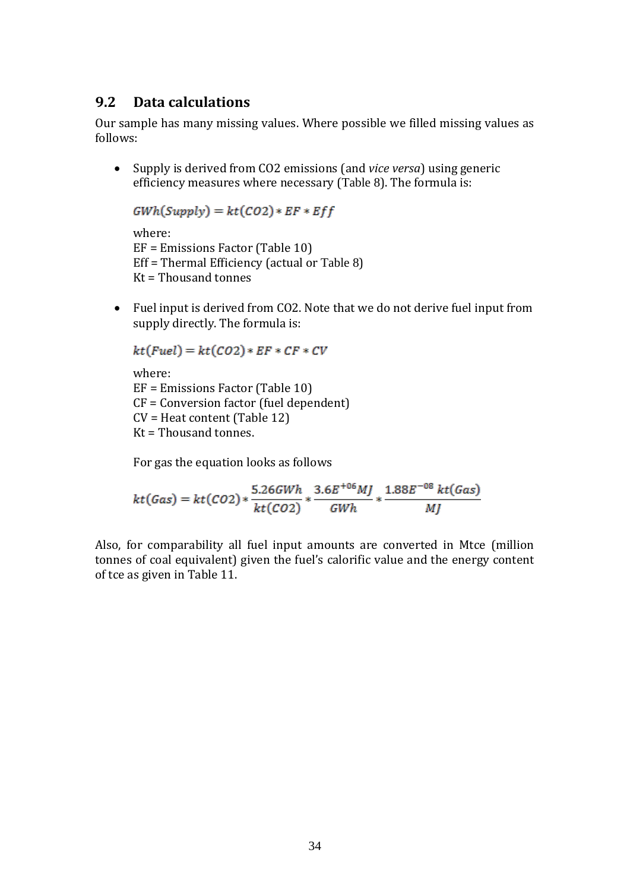## 9.2 Data calculations

Our sample has many missing values. Where possible we filled missing values as follows:

- Supply is derived from CO2 emissions (and *vice versa*) using generic efficiency measures where necessary (Table 8). The formula is:

  $$GWh(Supply) = kt(CO2) * EF * Eff$$

  where:
  EF = Emissions Factor (Table 10)
  Eff = Thermal Efficiency (actual or Table 8)
  Kt = Thousand tonnes

- Fuel input is derived from CO2. Note that we do not derive fuel input from supply directly. The formula is:

  $$kt(Fuel) = kt(CO2) * EF * CF * CV$$

  where:
  EF = Emissions Factor (Table 10)
  CF = Conversion factor (fuel dependent)
  CV = Heat content (Table 12)
  Kt = Thousand tonnes.

  For gas the equation looks as follows

  $$kt(Gas) = kt(CO2) * \frac{5.26GWh}{kt(CO2)} * \frac{3.6E^{+06}MJ}{GWh} * \frac{1.88E^{-08}\,kt(Gas)}{MJ}$$

Also, for comparability all fuel input amounts are converted in Mtce (million tonnes of coal equivalent) given the fuel's calorific value and the energy content of tce as given in Table 11.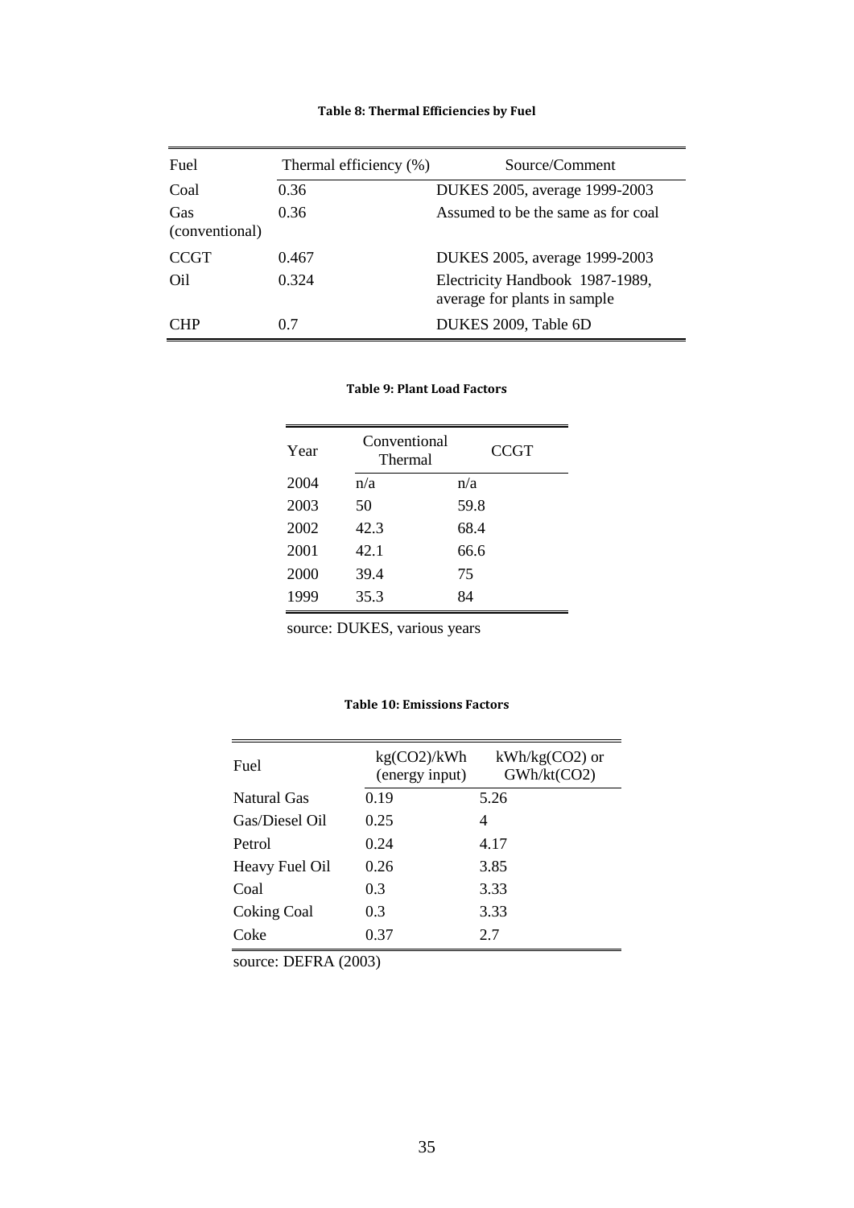**Table 8: Thermal Efficiencies by Fuel**

| Fuel | Thermal efficiency (%) | Source/Comment |
|---|---|---|
| Coal | 0.36 | DUKES 2005, average 1999-2003 |
| Gas (conventional) | 0.36 | Assumed to be the same as for coal |
| CCGT | 0.467 | DUKES 2005, average 1999-2003 |
| Oil | 0.324 | Electricity Handbook 1987-1989, average for plants in sample |
| CHP | 0.7 | DUKES 2009, Table 6D |

**Table 9: Plant Load Factors**

| Year | Conventional Thermal | CCGT |
|---|---|---|
| 2004 | n/a | n/a |
| 2003 | 50 | 59.8 |
| 2002 | 42.3 | 68.4 |
| 2001 | 42.1 | 66.6 |
| 2000 | 39.4 | 75 |
| 1999 | 35.3 | 84 |

source: DUKES, various years

**Table 10: Emissions Factors**

| Fuel | kg($CO_2$)/kWh (energy input) | kWh/kg($CO_2$) or GWh/kt($CO_2$) |
|---|---|---|
| Natural Gas | 0.19 | 5.26 |
| Gas/Diesel Oil | 0.25 | 4 |
| Petrol | 0.24 | 4.17 |
| Heavy Fuel Oil | 0.26 | 3.85 |
| Coal | 0.3 | 3.33 |
| Coking Coal | 0.3 | 3.33 |
| Coke | 0.37 | 2.7 |

source: DEFRA (2003)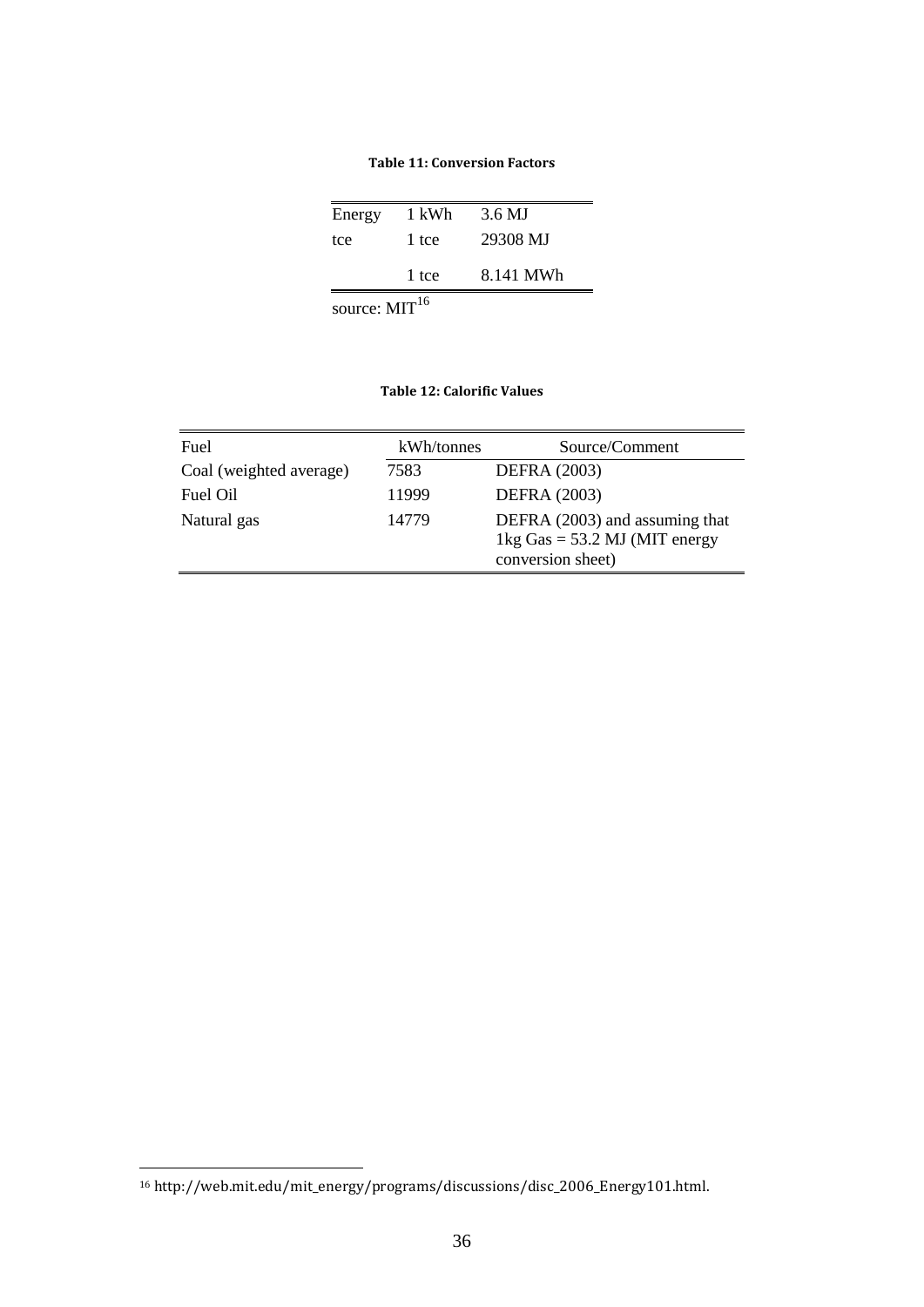**Table 11: Conversion Factors**

| | | |
|---|---|---|
| Energy | 1 kWh | 3.6 MJ |
| tce | 1 tce | 29308 MJ |
| | 1 tce | 8.141 MWh |

source: MIT[16]

**Table 12: Calorific Values**

| Fuel | kWh/tonnes | Source/Comment |
|---|---|---|
| Coal (weighted average) | 7583 | DEFRA (2003) |
| Fuel Oil | 11999 | DEFRA (2003) |
| Natural gas | 14779 | DEFRA (2003) and assuming that 1kg Gas = 53.2 MJ (MIT energy conversion sheet) |

[16] http://web.mit.edu/mit_energy/programs/discussions/disc_2006_Energy101.html.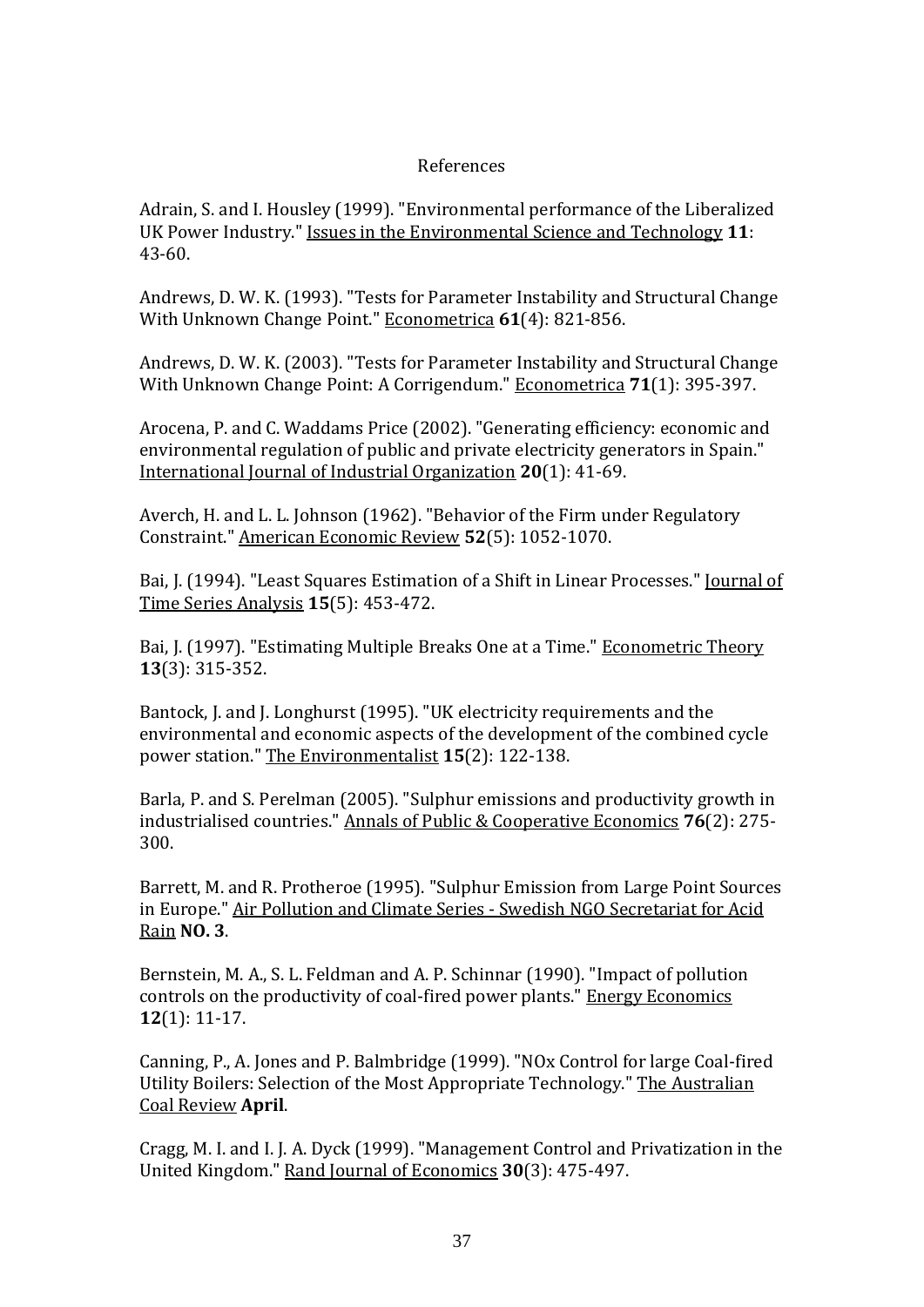# References

Adrain, S. and I. Housley (1999). "Environmental performance of the Liberalized UK Power Industry." Issues in the Environmental Science and Technology **11**: 43-60.

Andrews, D. W. K. (1993). "Tests for Parameter Instability and Structural Change With Unknown Change Point." Econometrica **61**(4): 821-856.

Andrews, D. W. K. (2003). "Tests for Parameter Instability and Structural Change With Unknown Change Point: A Corrigendum." Econometrica **71**(1): 395-397.

Arocena, P. and C. Waddams Price (2002). "Generating efficiency: economic and environmental regulation of public and private electricity generators in Spain." International Journal of Industrial Organization **20**(1): 41-69.

Averch, H. and L. L. Johnson (1962). "Behavior of the Firm under Regulatory Constraint." American Economic Review **52**(5): 1052-1070.

Bai, J. (1994). "Least Squares Estimation of a Shift in Linear Processes." Journal of Time Series Analysis **15**(5): 453-472.

Bai, J. (1997). "Estimating Multiple Breaks One at a Time." Econometric Theory **13**(3): 315-352.

Bantock, J. and J. Longhurst (1995). "UK electricity requirements and the environmental and economic aspects of the development of the combined cycle power station." The Environmentalist **15**(2): 122-138.

Barla, P. and S. Perelman (2005). "Sulphur emissions and productivity growth in industrialised countries." Annals of Public & Cooperative Economics **76**(2): 275-300.

Barrett, M. and R. Protheroe (1995). "Sulphur Emission from Large Point Sources in Europe." Air Pollution and Climate Series - Swedish NGO Secretariat for Acid Rain **NO. 3**.

Bernstein, M. A., S. L. Feldman and A. P. Schinnar (1990). "Impact of pollution controls on the productivity of coal-fired power plants." Energy Economics **12**(1): 11-17.

Canning, P., A. Jones and P. Balmbridge (1999). "NOx Control for large Coal-fired Utility Boilers: Selection of the Most Appropriate Technology." The Australian Coal Review **April**.

Cragg, M. I. and I. J. A. Dyck (1999). "Management Control and Privatization in the United Kingdom." Rand Journal of Economics **30**(3): 475-497.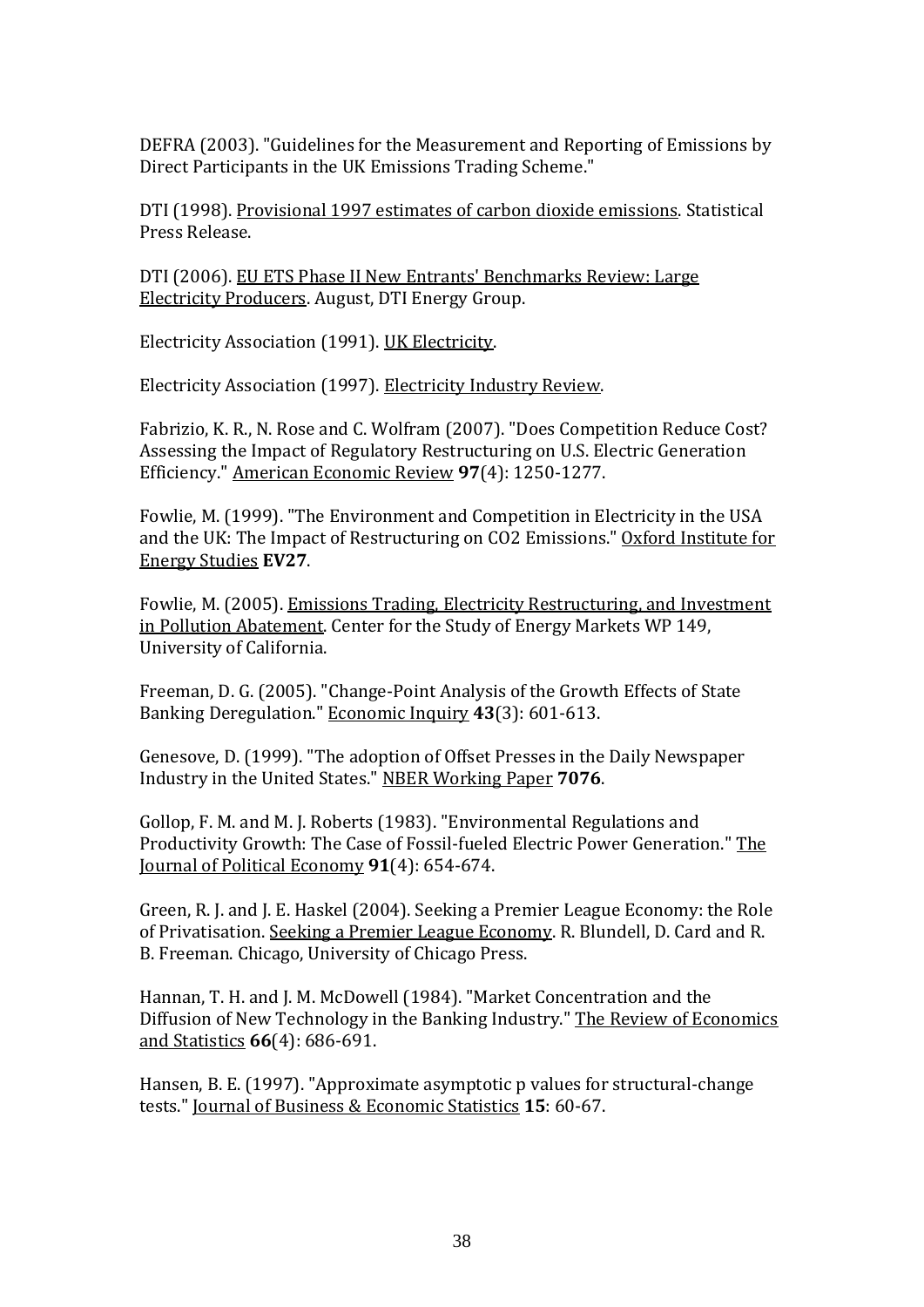DEFRA (2003). "Guidelines for the Measurement and Reporting of Emissions by Direct Participants in the UK Emissions Trading Scheme."

DTI (1998). Provisional 1997 estimates of carbon dioxide emissions. Statistical Press Release.

DTI (2006). EU ETS Phase II New Entrants' Benchmarks Review: Large Electricity Producers. August, DTI Energy Group.

Electricity Association (1991). UK Electricity.

Electricity Association (1997). Electricity Industry Review.

Fabrizio, K. R., N. Rose and C. Wolfram (2007). "Does Competition Reduce Cost? Assessing the Impact of Regulatory Restructuring on U.S. Electric Generation Efficiency." American Economic Review **97**(4): 1250-1277.

Fowlie, M. (1999). "The Environment and Competition in Electricity in the USA and the UK: The Impact of Restructuring on CO2 Emissions." Oxford Institute for Energy Studies **EV27**.

Fowlie, M. (2005). Emissions Trading, Electricity Restructuring, and Investment in Pollution Abatement. Center for the Study of Energy Markets WP 149, University of California.

Freeman, D. G. (2005). "Change-Point Analysis of the Growth Effects of State Banking Deregulation." Economic Inquiry **43**(3): 601-613.

Genesove, D. (1999). "The adoption of Offset Presses in the Daily Newspaper Industry in the United States." NBER Working Paper **7076**.

Gollop, F. M. and M. J. Roberts (1983). "Environmental Regulations and Productivity Growth: The Case of Fossil-fueled Electric Power Generation." The Journal of Political Economy **91**(4): 654-674.

Green, R. J. and J. E. Haskel (2004). Seeking a Premier League Economy: the Role of Privatisation. Seeking a Premier League Economy. R. Blundell, D. Card and R. B. Freeman. Chicago, University of Chicago Press.

Hannan, T. H. and J. M. McDowell (1984). "Market Concentration and the Diffusion of New Technology in the Banking Industry." The Review of Economics and Statistics **66**(4): 686-691.

Hansen, B. E. (1997). "Approximate asymptotic p values for structural-change tests." Journal of Business & Economic Statistics **15**: 60-67.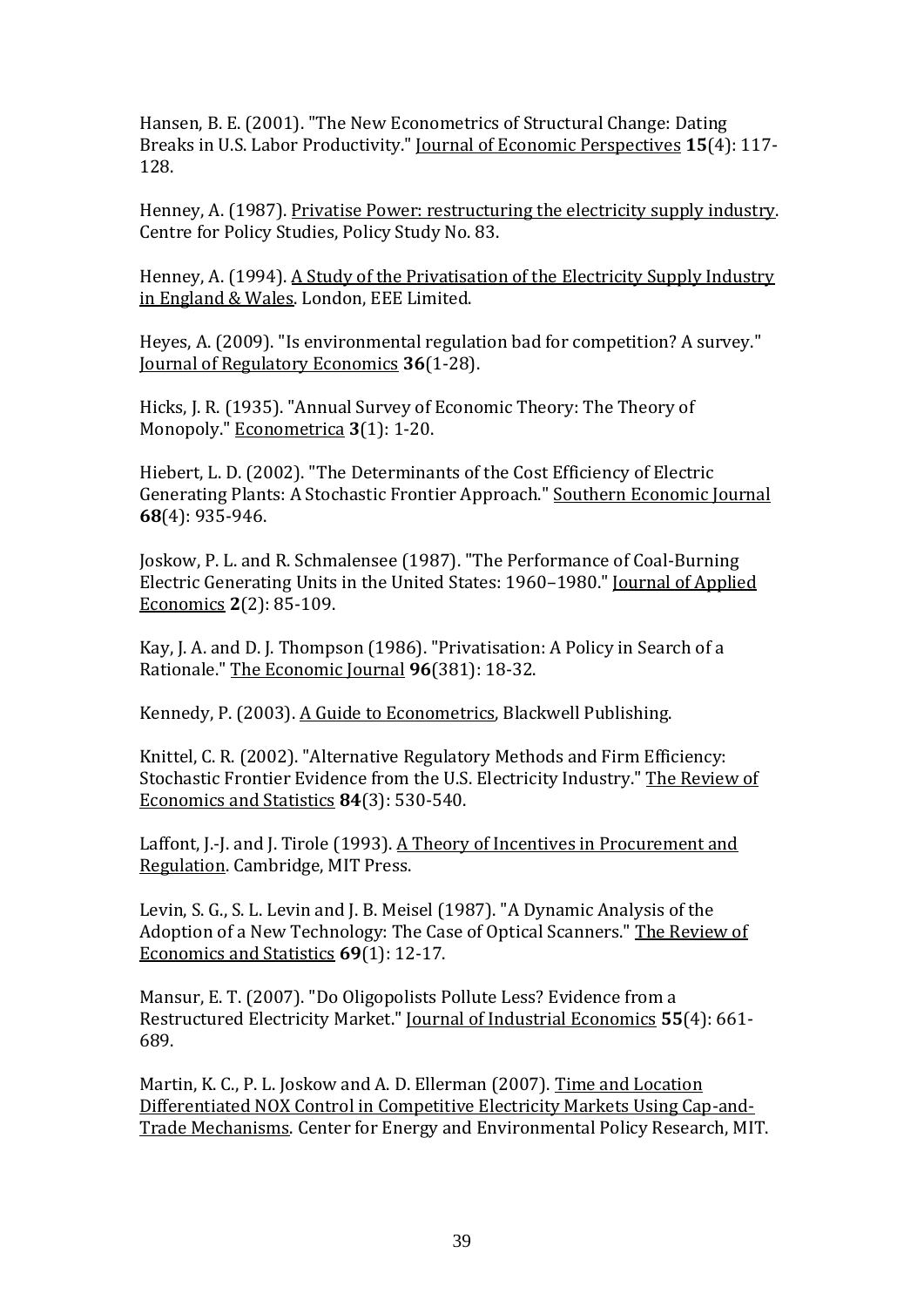Hansen, B. E. (2001). "The New Econometrics of Structural Change: Dating Breaks in U.S. Labor Productivity." Journal of Economic Perspectives **15**(4): 117-128.

Henney, A. (1987). Privatise Power: restructuring the electricity supply industry. Centre for Policy Studies, Policy Study No. 83.

Henney, A. (1994). A Study of the Privatisation of the Electricity Supply Industry in England & Wales. London, EEE Limited.

Heyes, A. (2009). "Is environmental regulation bad for competition? A survey." Journal of Regulatory Economics **36**(1-28).

Hicks, J. R. (1935). "Annual Survey of Economic Theory: The Theory of Monopoly." Econometrica **3**(1): 1-20.

Hiebert, L. D. (2002). "The Determinants of the Cost Efficiency of Electric Generating Plants: A Stochastic Frontier Approach." Southern Economic Journal **68**(4): 935-946.

Joskow, P. L. and R. Schmalensee (1987). "The Performance of Coal-Burning Electric Generating Units in the United States: 1960–1980." Journal of Applied Economics **2**(2): 85-109.

Kay, J. A. and D. J. Thompson (1986). "Privatisation: A Policy in Search of a Rationale." The Economic Journal **96**(381): 18-32.

Kennedy, P. (2003). A Guide to Econometrics, Blackwell Publishing.

Knittel, C. R. (2002). "Alternative Regulatory Methods and Firm Efficiency: Stochastic Frontier Evidence from the U.S. Electricity Industry." The Review of Economics and Statistics **84**(3): 530-540.

Laffont, J.-J. and J. Tirole (1993). A Theory of Incentives in Procurement and Regulation. Cambridge, MIT Press.

Levin, S. G., S. L. Levin and J. B. Meisel (1987). "A Dynamic Analysis of the Adoption of a New Technology: The Case of Optical Scanners." The Review of Economics and Statistics **69**(1): 12-17.

Mansur, E. T. (2007). "Do Oligopolists Pollute Less? Evidence from a Restructured Electricity Market." Journal of Industrial Economics **55**(4): 661-689.

Martin, K. C., P. L. Joskow and A. D. Ellerman (2007). Time and Location Differentiated NOX Control in Competitive Electricity Markets Using Cap-and-Trade Mechanisms. Center for Energy and Environmental Policy Research, MIT.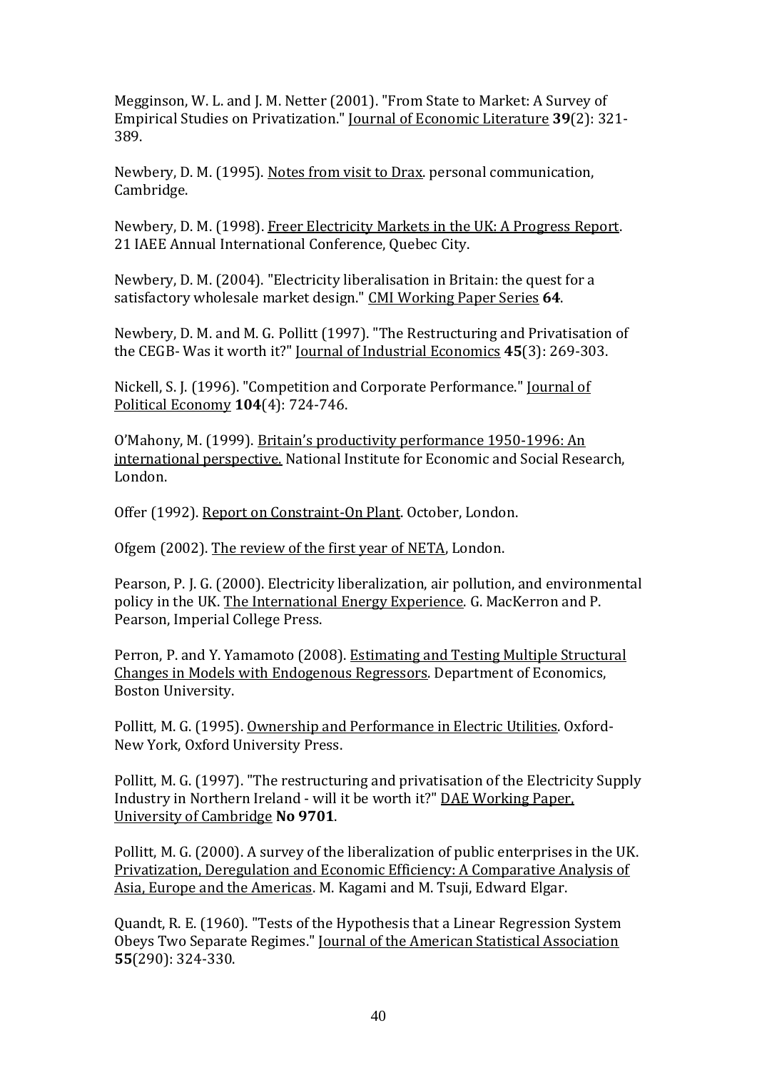Megginson, W. L. and J. M. Netter (2001). "From State to Market: A Survey of Empirical Studies on Privatization." Journal of Economic Literature **39**(2): 321-389.

Newbery, D. M. (1995). Notes from visit to Drax. personal communication, Cambridge.

Newbery, D. M. (1998). Freer Electricity Markets in the UK: A Progress Report. 21 IAEE Annual International Conference, Quebec City.

Newbery, D. M. (2004). "Electricity liberalisation in Britain: the quest for a satisfactory wholesale market design." CMI Working Paper Series **64**.

Newbery, D. M. and M. G. Pollitt (1997). "The Restructuring and Privatisation of the CEGB- Was it worth it?" Journal of Industrial Economics **45**(3): 269-303.

Nickell, S. J. (1996). "Competition and Corporate Performance." Journal of Political Economy **104**(4): 724-746.

O'Mahony, M. (1999). Britain's productivity performance 1950-1996: An international perspective. National Institute for Economic and Social Research, London.

Offer (1992). Report on Constraint-On Plant. October, London.

Ofgem (2002). The review of the first year of NETA, London.

Pearson, P. J. G. (2000). Electricity liberalization, air pollution, and environmental policy in the UK. The International Energy Experience. G. MacKerron and P. Pearson, Imperial College Press.

Perron, P. and Y. Yamamoto (2008). Estimating and Testing Multiple Structural Changes in Models with Endogenous Regressors. Department of Economics, Boston University.

Pollitt, M. G. (1995). Ownership and Performance in Electric Utilities. Oxford-New York, Oxford University Press.

Pollitt, M. G. (1997). "The restructuring and privatisation of the Electricity Supply Industry in Northern Ireland - will it be worth it?" DAE Working Paper, University of Cambridge **No 9701**.

Pollitt, M. G. (2000). A survey of the liberalization of public enterprises in the UK. Privatization, Deregulation and Economic Efficiency: A Comparative Analysis of Asia, Europe and the Americas. M. Kagami and M. Tsuji, Edward Elgar.

Quandt, R. E. (1960). "Tests of the Hypothesis that a Linear Regression System Obeys Two Separate Regimes." Journal of the American Statistical Association **55**(290): 324-330.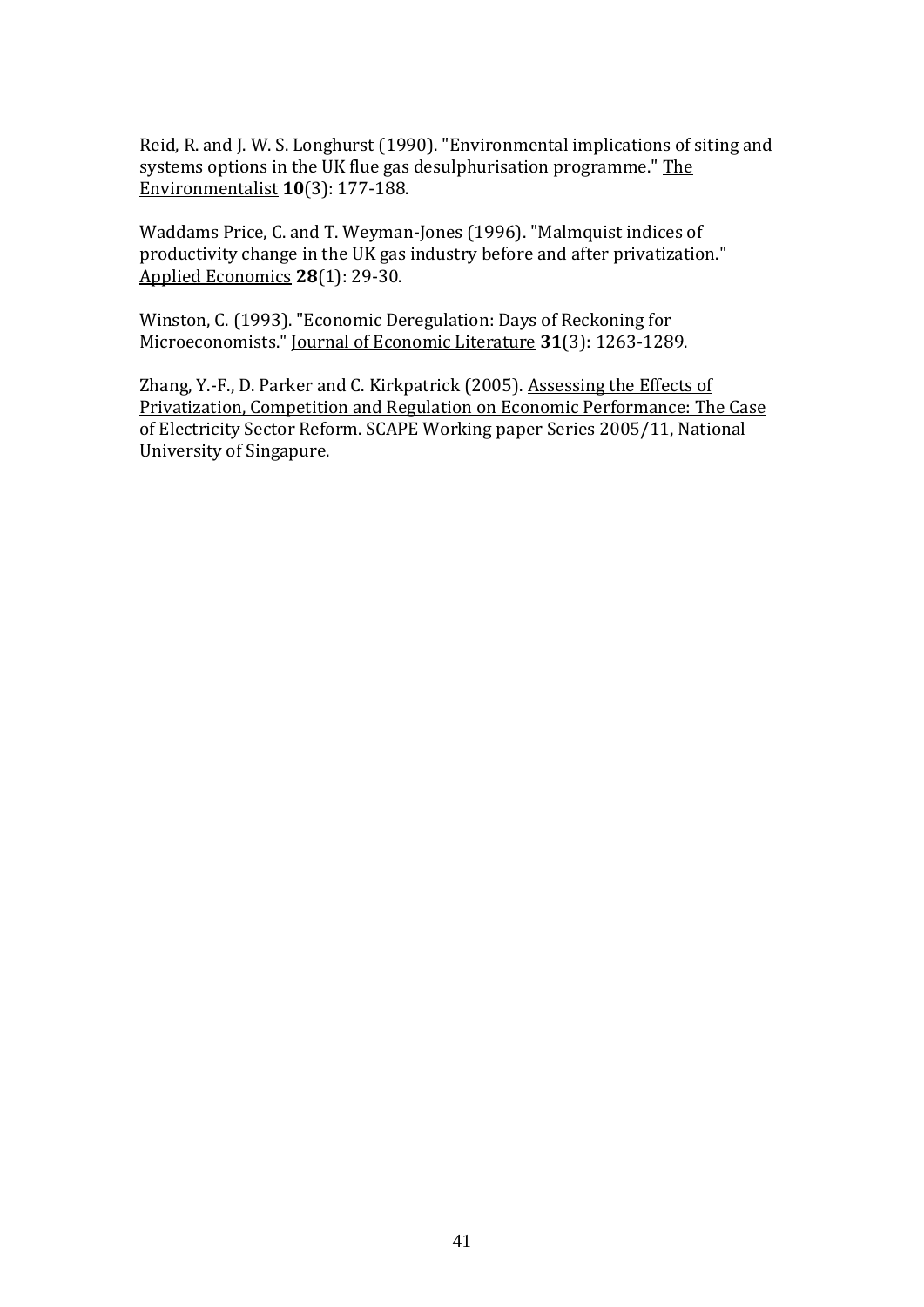Reid, R. and J. W. S. Longhurst (1990). "Environmental implications of siting and systems options in the UK flue gas desulphurisation programme." The Environmentalist **10**(3): 177-188.

Waddams Price, C. and T. Weyman-Jones (1996). "Malmquist indices of productivity change in the UK gas industry before and after privatization." Applied Economics **28**(1): 29-30.

Winston, C. (1993). "Economic Deregulation: Days of Reckoning for Microeconomists." Journal of Economic Literature **31**(3): 1263-1289.

Zhang, Y.-F., D. Parker and C. Kirkpatrick (2005). Assessing the Effects of Privatization, Competition and Regulation on Economic Performance: The Case of Electricity Sector Reform. SCAPE Working paper Series 2005/11, National University of Singapure.